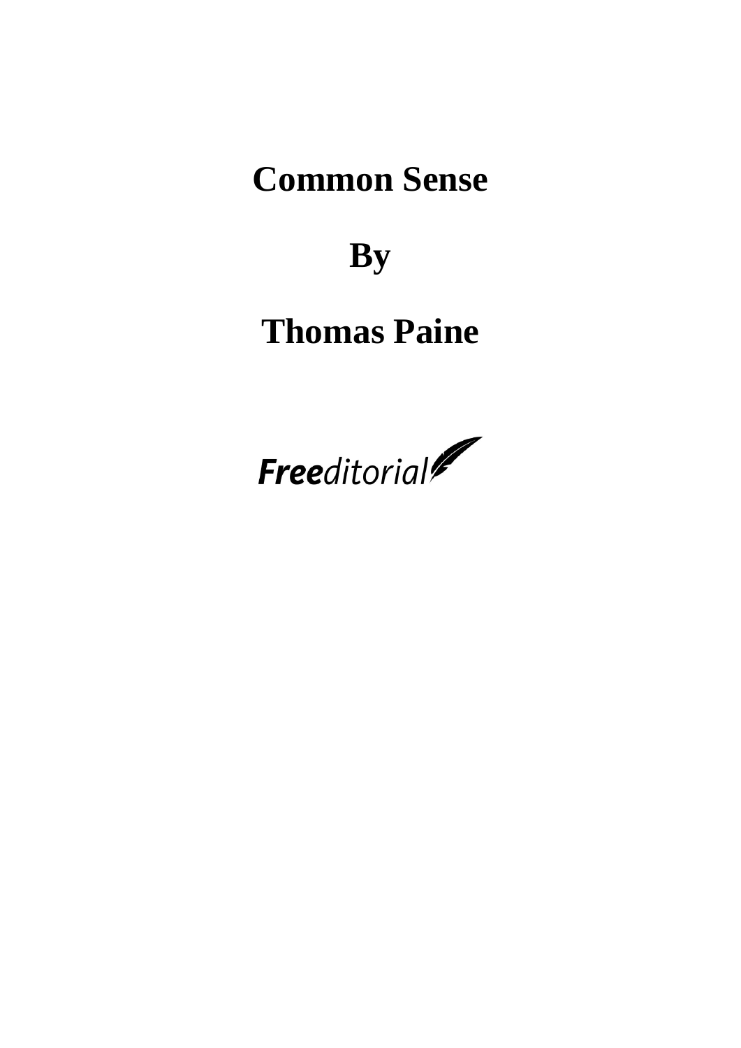# Common Sense

# By

# Thomas Paine

Freeditorial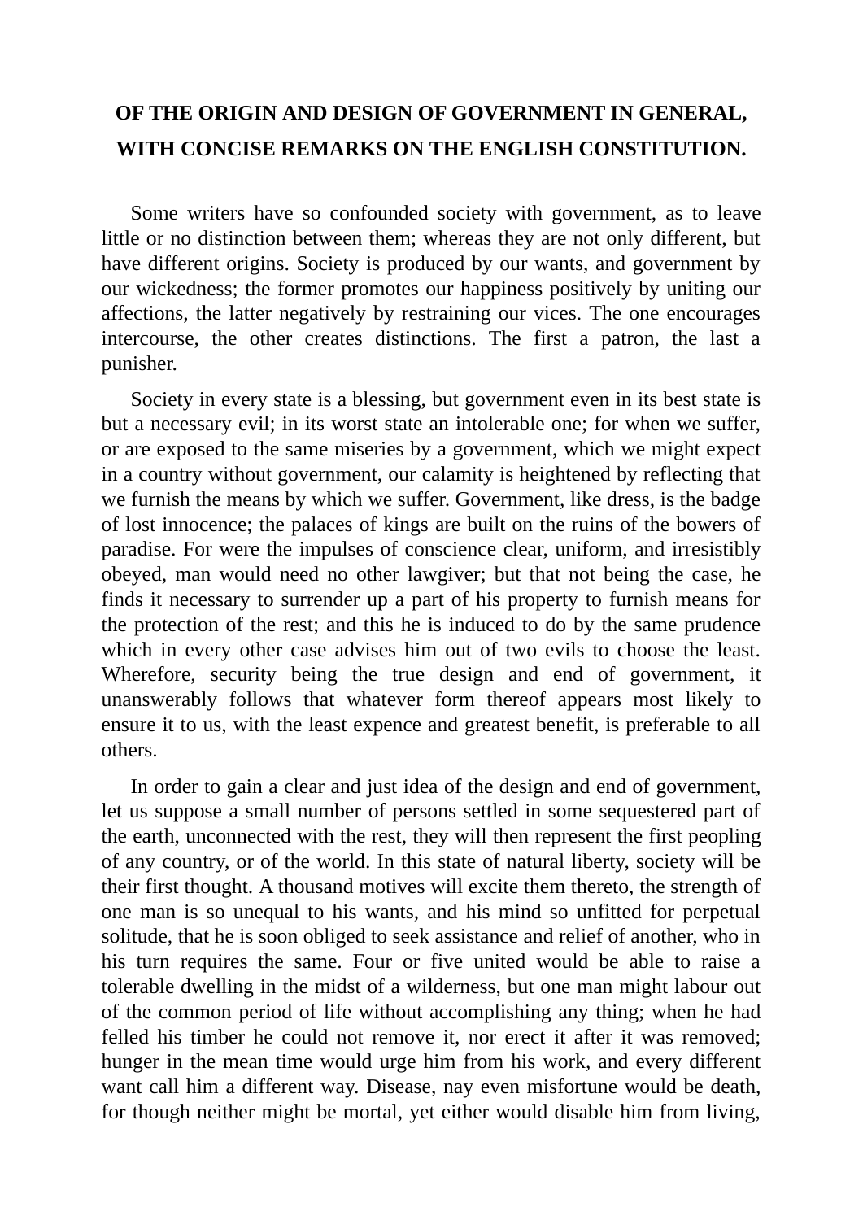## OF THE ORIGIN AND DESIGN OF GOVERNMENT IN GENERAL, WITH CONCISE REMARKS ON THE ENGLISH CONSTITUTION.

Some writers have so confounded society with government, as to leave little or no distinction between them; whereas they are not only different, but have different origins. Society is produced by our wants, and government by our wickedness; the former promotes our happiness positively by uniting our affections, the latter negatively by restraining our vices. The one encourages intercourse, the other creates distinctions. The first a patron, the last a punisher.

Society in every state is a blessing, but government even in its best state is but a necessary evil; in its worst state an intolerable one; for when we suffer, or are exposed to the same miseries by a government, which we might expect in a country without government, our calamity is heightened by reflecting that we furnish the means by which we suffer. Government, like dress, is the badge of lost innocence; the palaces of kings are built on the ruins of the bowers of paradise. For were the impulses of conscience clear, uniform, and irresistibly obeyed, man would need no other lawgiver; but that not being the case, he finds it necessary to surrender up a part of his property to furnish means for the protection of the rest; and this he is induced to do by the same prudence which in every other case advises him out of two evils to choose the least. Wherefore, security being the true design and end of government, it unanswerably follows that whatever form thereof appears most likely to ensure it to us, with the least expence and greatest benefit, is preferable to all others.

In order to gain a clear and just idea of the design and end of government, let us suppose a small number of persons settled in some sequestered part of the earth, unconnected with the rest, they will then represent the first peopling of any country, or of the world. In this state of natural liberty, society will be their first thought. A thousand motives will excite them thereto, the strength of one man is so unequal to his wants, and his mind so unfitted for perpetual solitude, that he is soon obliged to seek assistance and relief of another, who in his turn requires the same. Four or five united would be able to raise a tolerable dwelling in the midst of a wilderness, but one man might labour out of the common period of life without accomplishing any thing; when he had felled his timber he could not remove it, nor erect it after it was removed; hunger in the mean time would urge him from his work, and every different want call him a different way. Disease, nay even misfortune would be death, for though neither might be mortal, yet either would disable him from living,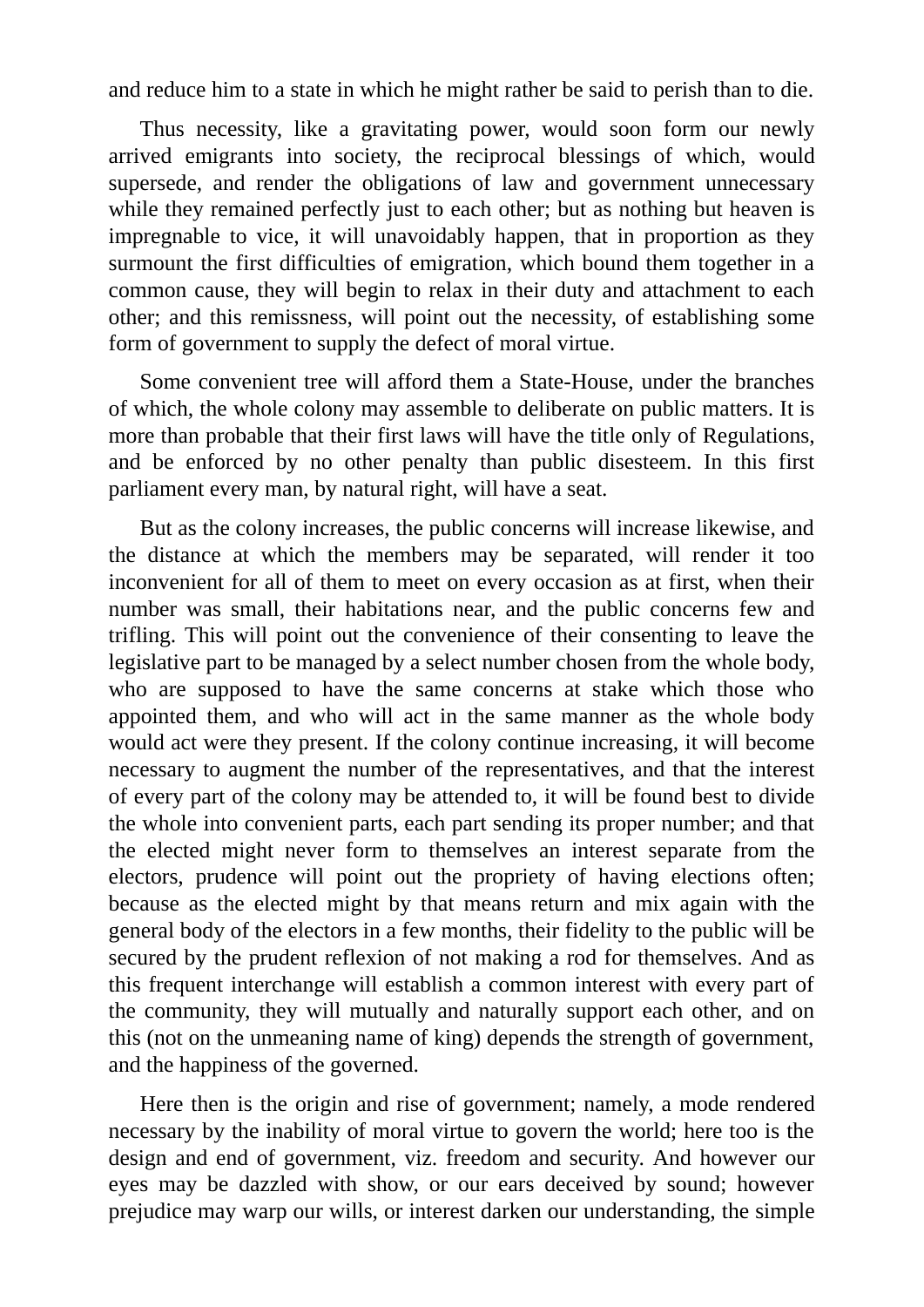and reduce him to a state in which he might rather be said to perish than to die.

Thus necessity, like a gravitating power, would soon form our newly arrived emigrants into society, the reciprocal blessings of which, would supersede, and render the obligations of law and government unnecessary while they remained perfectly just to each other; but as nothing but heaven is impregnable to vice, it will unavoidably happen, that in proportion as they surmount the first difficulties of emigration, which bound them together in a common cause, they will begin to relax in their duty and attachment to each other; and this remissness, will point out the necessity, of establishing some form of government to supply the defect of moral virtue.

Some convenient tree will afford them a State-House, under the branches of which, the whole colony may assemble to deliberate on public matters. It is more than probable that their first laws will have the title only of Regulations, and be enforced by no other penalty than public disesteem. In this first parliament every man, by natural right, will have a seat.

But as the colony increases, the public concerns will increase likewise, and the distance at which the members may be separated, will render it too inconvenient for all of them to meet on every occasion as at first, when their number was small, their habitations near, and the public concerns few and trifling. This will point out the convenience of their consenting to leave the legislative part to be managed by a select number chosen from the whole body, who are supposed to have the same concerns at stake which those who appointed them, and who will act in the same manner as the whole body would act were they present. If the colony continue increasing, it will become necessary to augment the number of the representatives, and that the interest of every part of the colony may be attended to, it will be found best to divide the whole into convenient parts, each part sending its proper number; and that the elected might never form to themselves an interest separate from the electors, prudence will point out the propriety of having elections often; because as the elected might by that means return and mix again with the general body of the electors in a few months, their fidelity to the public will be secured by the prudent reflexion of not making a rod for themselves. And as this frequent interchange will establish a common interest with every part of the community, they will mutually and naturally support each other, and on this (not on the unmeaning name of king) depends the strength of government, and the happiness of the governed.

Here then is the origin and rise of government; namely, a mode rendered necessary by the inability of moral virtue to govern the world; here too is the design and end of government, viz. freedom and security. And however our eyes may be dazzled with show, or our ears deceived by sound; however prejudice may warp our wills, or interest darken our understanding, the simple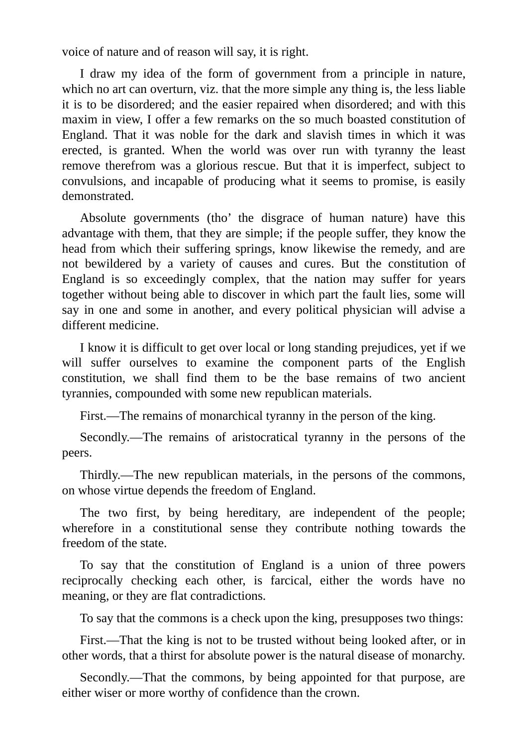voice of nature and of reason will say, it is right.

I draw my idea of the form of government from a principle in nature, which no art can overturn, viz. that the more simple any thing is, the less liable it is to be disordered; and the easier repaired when disordered; and with this maxim in view, I offer a few remarks on the so much boasted constitution of England. That it was noble for the dark and slavish times in which it was erected, is granted. When the world was over run with tyranny the least remove therefrom was a glorious rescue. But that it is imperfect, subject to convulsions, and incapable of producing what it seems to promise, is easily demonstrated.

Absolute governments (tho' the disgrace of human nature) have this advantage with them, that they are simple; if the people suffer, they know the head from which their suffering springs, know likewise the remedy, and are not bewildered by a variety of causes and cures. But the constitution of England is so exceedingly complex, that the nation may suffer for years together without being able to discover in which part the fault lies, some will say in one and some in another, and every political physician will advise a different medicine.

I know it is difficult to get over local or long standing prejudices, yet if we will suffer ourselves to examine the component parts of the English constitution, we shall find them to be the base remains of two ancient tyrannies, compounded with some new republican materials.

First.—The remains of monarchical tyranny in the person of the king.

Secondly.—The remains of aristocratical tyranny in the persons of the peers.

Thirdly.—The new republican materials, in the persons of the commons, on whose virtue depends the freedom of England.

The two first, by being hereditary, are independent of the people; wherefore in a constitutional sense they contribute nothing towards the freedom of the state.

To say that the constitution of England is a union of three powers reciprocally checking each other, is farcical, either the words have no meaning, or they are flat contradictions.

To say that the commons is a check upon the king, presupposes two things:

First.—That the king is not to be trusted without being looked after, or in other words, that a thirst for absolute power is the natural disease of monarchy.

Secondly.—That the commons, by being appointed for that purpose, are either wiser or more worthy of confidence than the crown.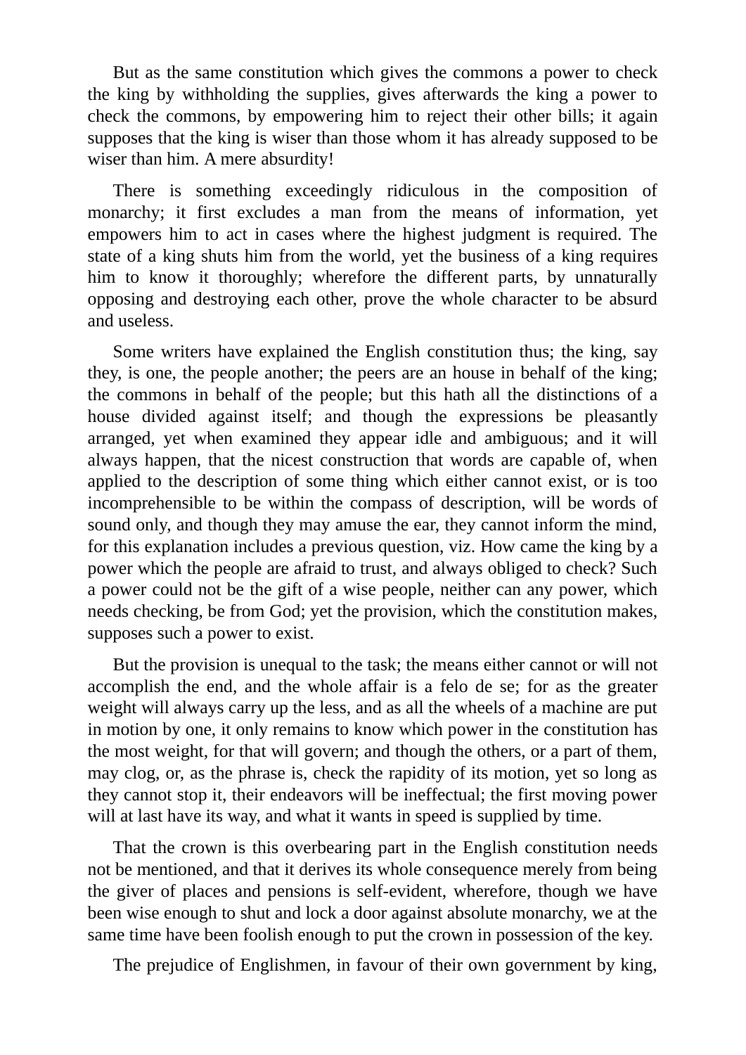But as the same constitution which gives the commons a power to check the king by withholding the supplies, gives afterwards the king a power to check the commons, by empowering him to reject their other bills; it again supposes that the king is wiser than those whom it has already supposed to be wiser than him. A mere absurdity!

There is something exceedingly ridiculous in the composition of monarchy; it first excludes a man from the means of information, yet empowers him to act in cases where the highest judgment is required. The state of a king shuts him from the world, yet the business of a king requires him to know it thoroughly; wherefore the different parts, by unnaturally opposing and destroying each other, prove the whole character to be absurd and useless.

Some writers have explained the English constitution thus; the king, say they, is one, the people another; the peers are an house in behalf of the king; the commons in behalf of the people; but this hath all the distinctions of a house divided against itself; and though the expressions be pleasantly arranged, yet when examined they appear idle and ambiguous; and it will always happen, that the nicest construction that words are capable of, when applied to the description of some thing which either cannot exist, or is too incomprehensible to be within the compass of description, will be words of sound only, and though they may amuse the ear, they cannot inform the mind, for this explanation includes a previous question, viz. How came the king by a power which the people are afraid to trust, and always obliged to check? Such a power could not be the gift of a wise people, neither can any power, which needs checking, be from God; yet the provision, which the constitution makes, supposes such a power to exist.

But the provision is unequal to the task; the means either cannot or will not accomplish the end, and the whole affair is a felo de se; for as the greater weight will always carry up the less, and as all the wheels of a machine are put in motion by one, it only remains to know which power in the constitution has the most weight, for that will govern; and though the others, or a part of them, may clog, or, as the phrase is, check the rapidity of its motion, yet so long as they cannot stop it, their endeavors will be ineffectual; the first moving power will at last have its way, and what it wants in speed is supplied by time.

That the crown is this overbearing part in the English constitution needs not be mentioned, and that it derives its whole consequence merely from being the giver of places and pensions is self-evident, wherefore, though we have been wise enough to shut and lock a door against absolute monarchy, we at the same time have been foolish enough to put the crown in possession of the key.

The prejudice of Englishmen, in favour of their own government by king,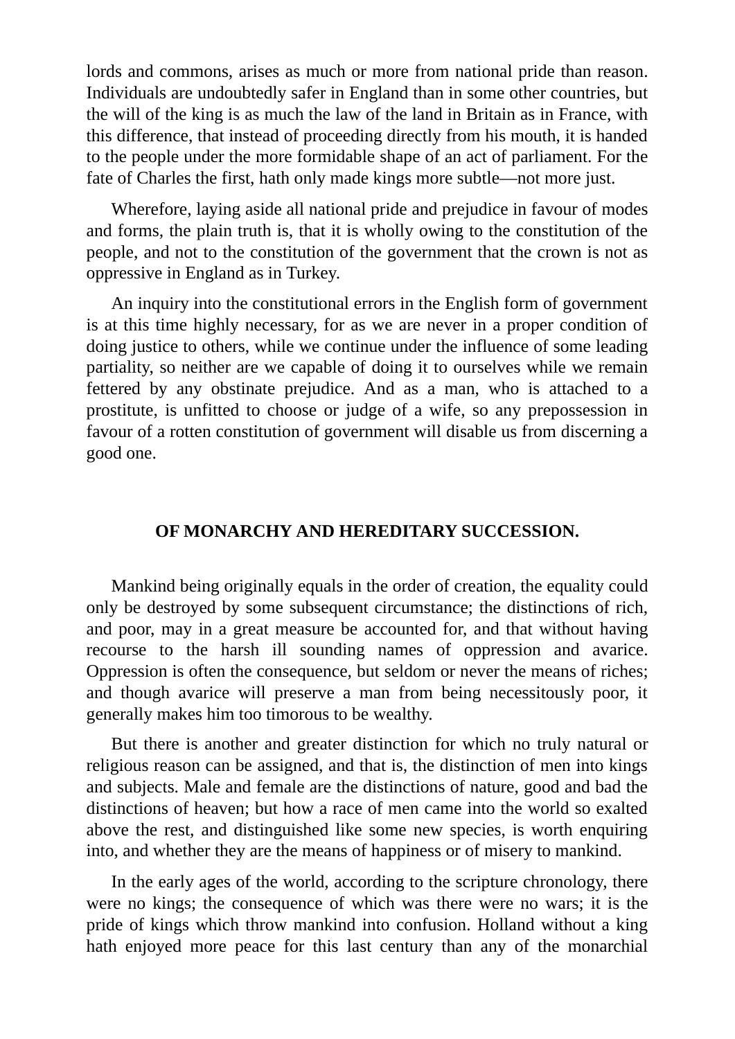lords and commons, arises as much or more from national pride than reason. Individuals are undoubtedly safer in England than in some other countries, but the will of the king is as much the law of the land in Britain as in France, with this difference, that instead of proceeding directly from his mouth, it is handed to the people under the more formidable shape of an act of parliament. For the fate of Charles the first, hath only made kings more subtle—not more just.

Wherefore, laying aside all national pride and prejudice in favour of modes and forms, the plain truth is, that it is wholly owing to the constitution of the people, and not to the constitution of the government that the crown is not as oppressive in England as in Turkey.

An inquiry into the constitutional errors in the English form of government is at this time highly necessary, for as we are never in a proper condition of doing justice to others, while we continue under the influence of some leading partiality, so neither are we capable of doing it to ourselves while we remain fettered by any obstinate prejudice. And as a man, who is attached to a prostitute, is unfitted to choose or judge of a wife, so any prepossession in favour of a rotten constitution of government will disable us from discerning a good one.

## OF MONARCHY AND HEREDITARY SUCCESSION.

Mankind being originally equals in the order of creation, the equality could only be destroyed by some subsequent circumstance; the distinctions of rich, and poor, may in a great measure be accounted for, and that without having recourse to the harsh ill sounding names of oppression and avarice. Oppression is often the consequence, but seldom or never the means of riches; and though avarice will preserve a man from being necessitously poor, it generally makes him too timorous to be wealthy.

But there is another and greater distinction for which no truly natural or religious reason can be assigned, and that is, the distinction of men into kings and subjects. Male and female are the distinctions of nature, good and bad the distinctions of heaven; but how a race of men came into the world so exalted above the rest, and distinguished like some new species, is worth enquiring into, and whether they are the means of happiness or of misery to mankind.

In the early ages of the world, according to the scripture chronology, there were no kings; the consequence of which was there were no wars; it is the pride of kings which throw mankind into confusion. Holland without a king hath enjoyed more peace for this last century than any of the monarchial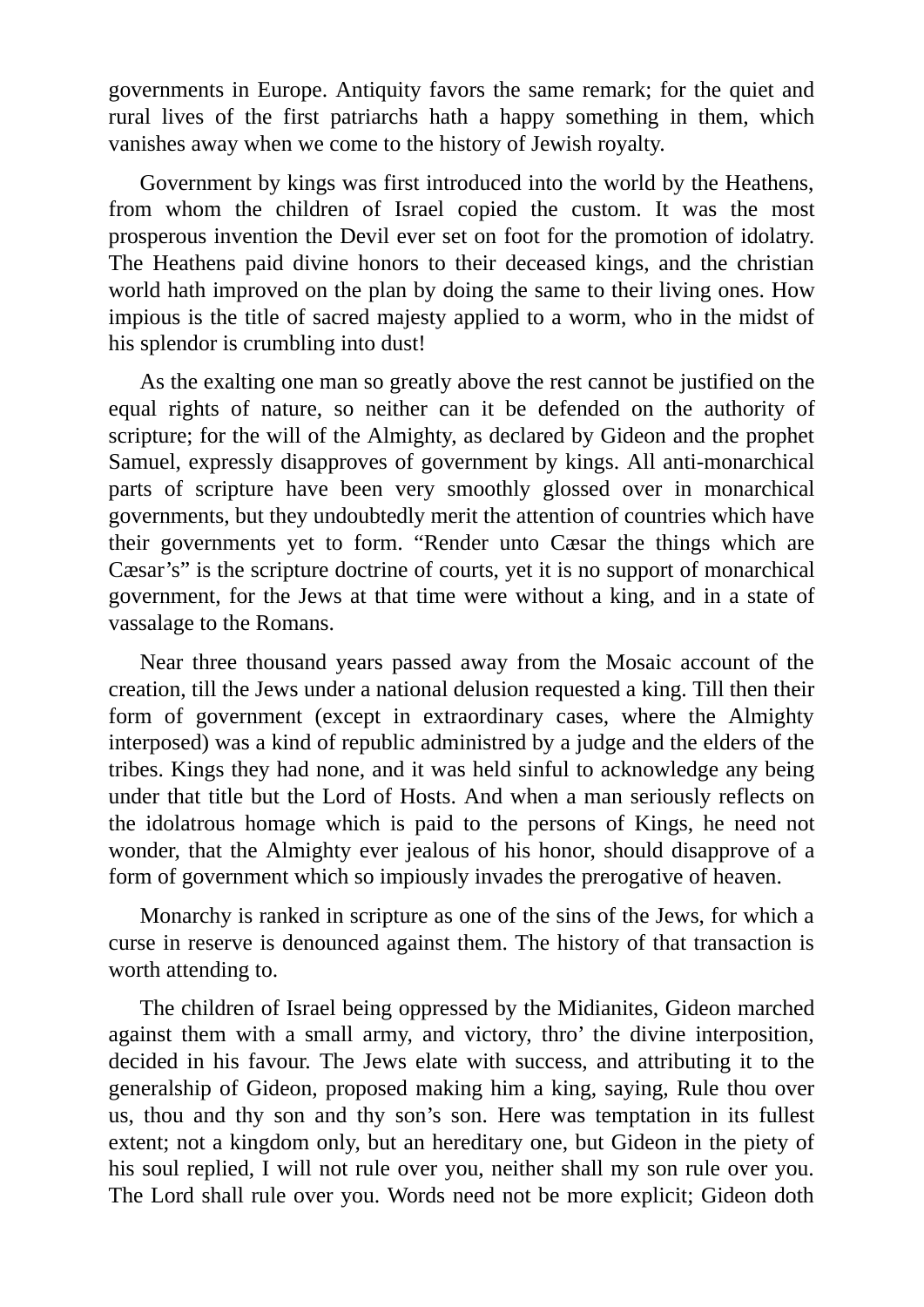governments in Europe. Antiquity favors the same remark; for the quiet and rural lives of the first patriarchs hath a happy something in them, which vanishes away when we come to the history of Jewish royalty.

Government by kings was first introduced into the world by the Heathens, from whom the children of Israel copied the custom. It was the most prosperous invention the Devil ever set on foot for the promotion of idolatry. The Heathens paid divine honors to their deceased kings, and the christian world hath improved on the plan by doing the same to their living ones. How impious is the title of sacred majesty applied to a worm, who in the midst of his splendor is crumbling into dust!

As the exalting one man so greatly above the rest cannot be justified on the equal rights of nature, so neither can it be defended on the authority of scripture; for the will of the Almighty, as declared by Gideon and the prophet Samuel, expressly disapproves of government by kings. All anti-monarchical parts of scripture have been very smoothly glossed over in monarchical governments, but they undoubtedly merit the attention of countries which have their governments yet to form. "Render unto Cæsar the things which are Cæsar's" is the scripture doctrine of courts, yet it is no support of monarchical government, for the Jews at that time were without a king, and in a state of vassalage to the Romans.

Near three thousand years passed away from the Mosaic account of the creation, till the Jews under a national delusion requested a king. Till then their form of government (except in extraordinary cases, where the Almighty interposed) was a kind of republic administred by a judge and the elders of the tribes. Kings they had none, and it was held sinful to acknowledge any being under that title but the Lord of Hosts. And when a man seriously reflects on the idolatrous homage which is paid to the persons of Kings, he need not wonder, that the Almighty ever jealous of his honor, should disapprove of a form of government which so impiously invades the prerogative of heaven.

Monarchy is ranked in scripture as one of the sins of the Jews, for which a curse in reserve is denounced against them. The history of that transaction is worth attending to.

The children of Israel being oppressed by the Midianites, Gideon marched against them with a small army, and victory, thro' the divine interposition, decided in his favour. The Jews elate with success, and attributing it to the generalship of Gideon, proposed making him a king, saying, Rule thou over us, thou and thy son and thy son's son. Here was temptation in its fullest extent; not a kingdom only, but an hereditary one, but Gideon in the piety of his soul replied, I will not rule over you, neither shall my son rule over you. The Lord shall rule over you. Words need not be more explicit; Gideon doth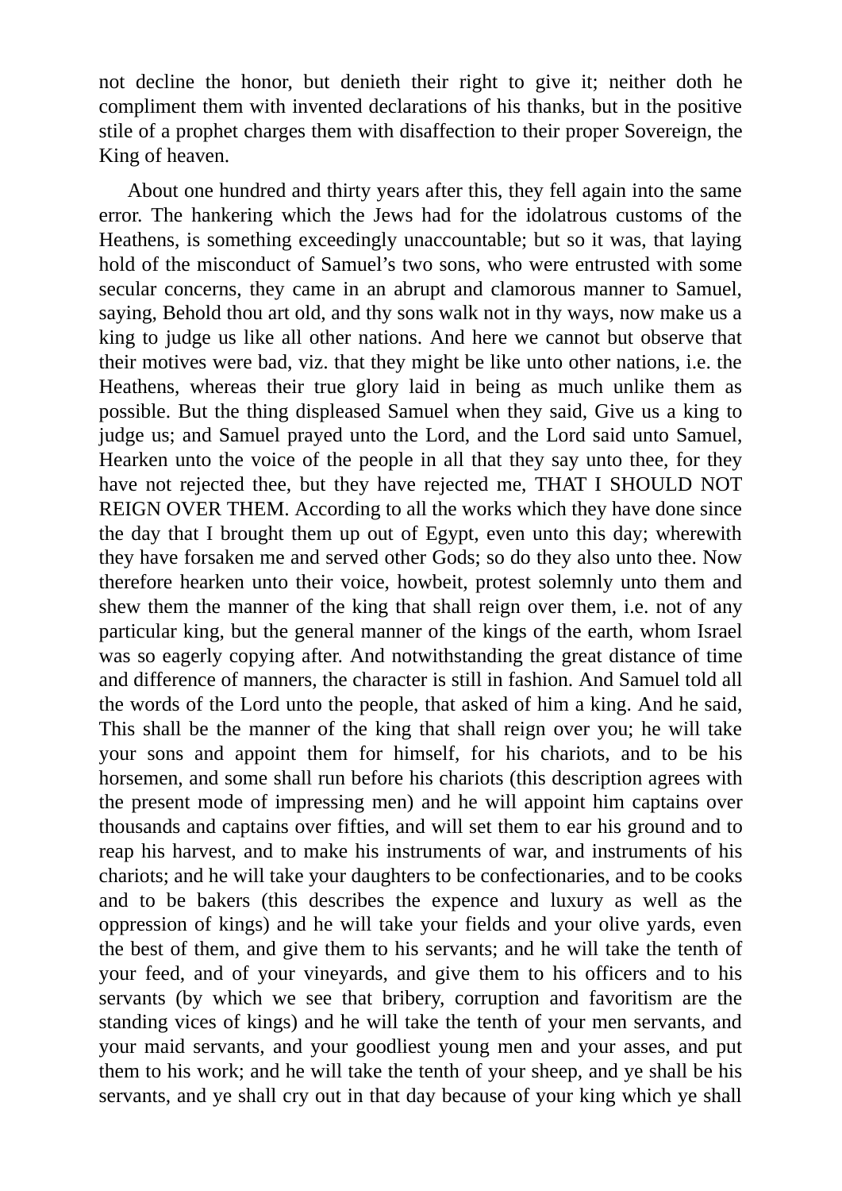not decline the honor, but denieth their right to give it; neither doth he compliment them with invented declarations of his thanks, but in the positive stile of a prophet charges them with disaffection to their proper Sovereign, the King of heaven.

About one hundred and thirty years after this, they fell again into the same error. The hankering which the Jews had for the idolatrous customs of the Heathens, is something exceedingly unaccountable; but so it was, that laying hold of the misconduct of Samuel's two sons, who were entrusted with some secular concerns, they came in an abrupt and clamorous manner to Samuel, saying, Behold thou art old, and thy sons walk not in thy ways, now make us a king to judge us like all other nations. And here we cannot but observe that their motives were bad, viz. that they might be like unto other nations, i.e. the Heathens, whereas their true glory laid in being as much unlike them as possible. But the thing displeased Samuel when they said, Give us a king to judge us; and Samuel prayed unto the Lord, and the Lord said unto Samuel, Hearken unto the voice of the people in all that they say unto thee, for they have not rejected thee, but they have rejected me, THAT I SHOULD NOT REIGN OVER THEM. According to all the works which they have done since the day that I brought them up out of Egypt, even unto this day; wherewith they have forsaken me and served other Gods; so do they also unto thee. Now therefore hearken unto their voice, howbeit, protest solemnly unto them and shew them the manner of the king that shall reign over them, i.e. not of any particular king, but the general manner of the kings of the earth, whom Israel was so eagerly copying after. And notwithstanding the great distance of time and difference of manners, the character is still in fashion. And Samuel told all the words of the Lord unto the people, that asked of him a king. And he said, This shall be the manner of the king that shall reign over you; he will take your sons and appoint them for himself, for his chariots, and to be his horsemen, and some shall run before his chariots (this description agrees with the present mode of impressing men) and he will appoint him captains over thousands and captains over fifties, and will set them to ear his ground and to reap his harvest, and to make his instruments of war, and instruments of his chariots; and he will take your daughters to be confectionaries, and to be cooks and to be bakers (this describes the expence and luxury as well as the oppression of kings) and he will take your fields and your olive yards, even the best of them, and give them to his servants; and he will take the tenth of your feed, and of your vineyards, and give them to his officers and to his servants (by which we see that bribery, corruption and favoritism are the standing vices of kings) and he will take the tenth of your men servants, and your maid servants, and your goodliest young men and your asses, and put them to his work; and he will take the tenth of your sheep, and ye shall be his servants, and ye shall cry out in that day because of your king which ye shall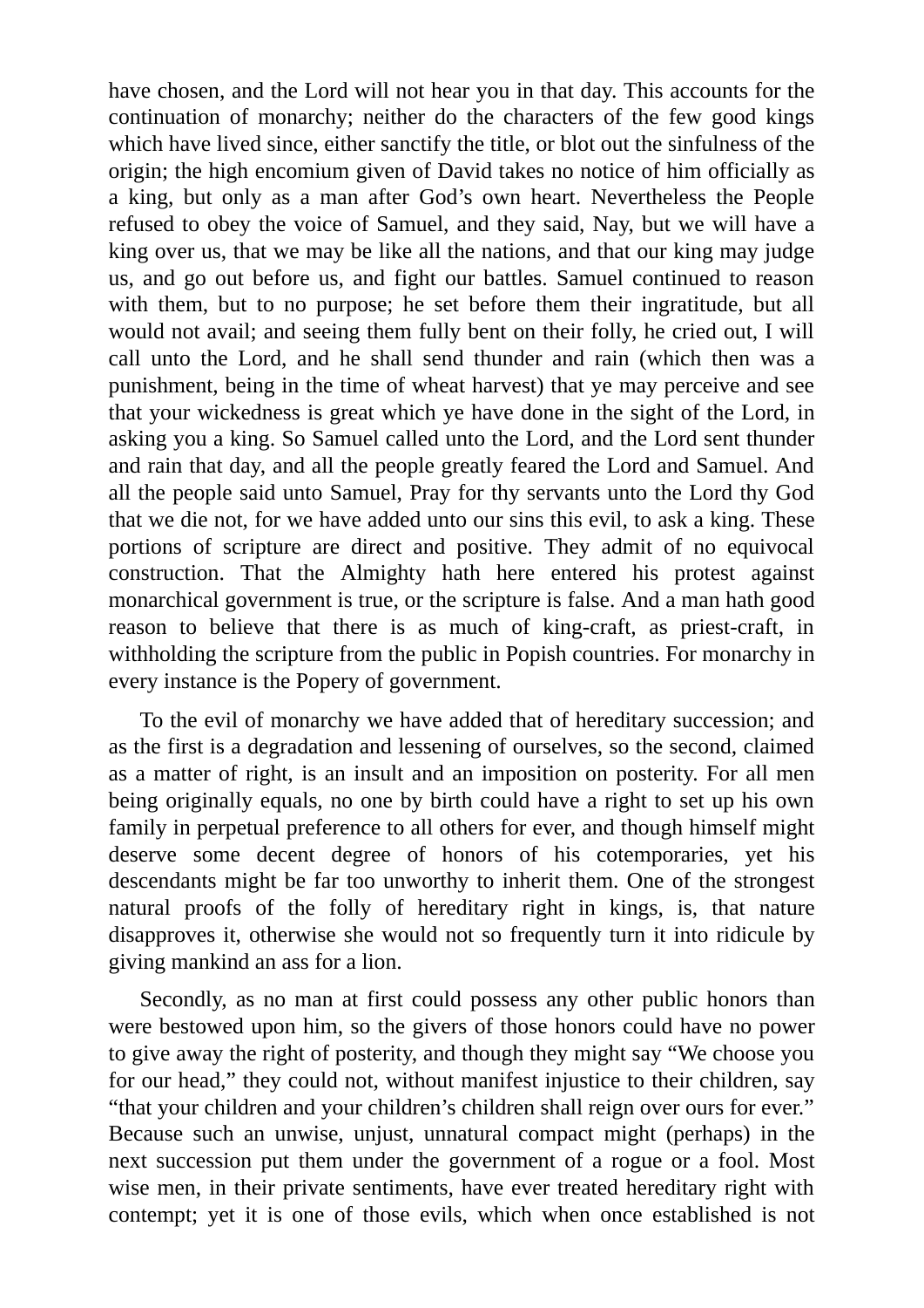have chosen, and the Lord will not hear you in that day. This accounts for the continuation of monarchy; neither do the characters of the few good kings which have lived since, either sanctify the title, or blot out the sinfulness of the origin; the high encomium given of David takes no notice of him officially as a king, but only as a man after God's own heart. Nevertheless the People refused to obey the voice of Samuel, and they said, Nay, but we will have a king over us, that we may be like all the nations, and that our king may judge us, and go out before us, and fight our battles. Samuel continued to reason with them, but to no purpose; he set before them their ingratitude, but all would not avail; and seeing them fully bent on their folly, he cried out, I will call unto the Lord, and he shall send thunder and rain (which then was a punishment, being in the time of wheat harvest) that ye may perceive and see that your wickedness is great which ye have done in the sight of the Lord, in asking you a king. So Samuel called unto the Lord, and the Lord sent thunder and rain that day, and all the people greatly feared the Lord and Samuel. And all the people said unto Samuel, Pray for thy servants unto the Lord thy God that we die not, for we have added unto our sins this evil, to ask a king. These portions of scripture are direct and positive. They admit of no equivocal construction. That the Almighty hath here entered his protest against monarchical government is true, or the scripture is false. And a man hath good reason to believe that there is as much of king-craft, as priest-craft, in withholding the scripture from the public in Popish countries. For monarchy in every instance is the Popery of government.

To the evil of monarchy we have added that of hereditary succession; and as the first is a degradation and lessening of ourselves, so the second, claimed as a matter of right, is an insult and an imposition on posterity. For all men being originally equals, no one by birth could have a right to set up his own family in perpetual preference to all others for ever, and though himself might deserve some decent degree of honors of his cotemporaries, yet his descendants might be far too unworthy to inherit them. One of the strongest natural proofs of the folly of hereditary right in kings, is, that nature disapproves it, otherwise she would not so frequently turn it into ridicule by giving mankind an ass for a lion.

Secondly, as no man at first could possess any other public honors than were bestowed upon him, so the givers of those honors could have no power to give away the right of posterity, and though they might say "We choose you for our head," they could not, without manifest injustice to their children, say "that your children and your children's children shall reign over ours for ever." Because such an unwise, unjust, unnatural compact might (perhaps) in the next succession put them under the government of a rogue or a fool. Most wise men, in their private sentiments, have ever treated hereditary right with contempt; yet it is one of those evils, which when once established is not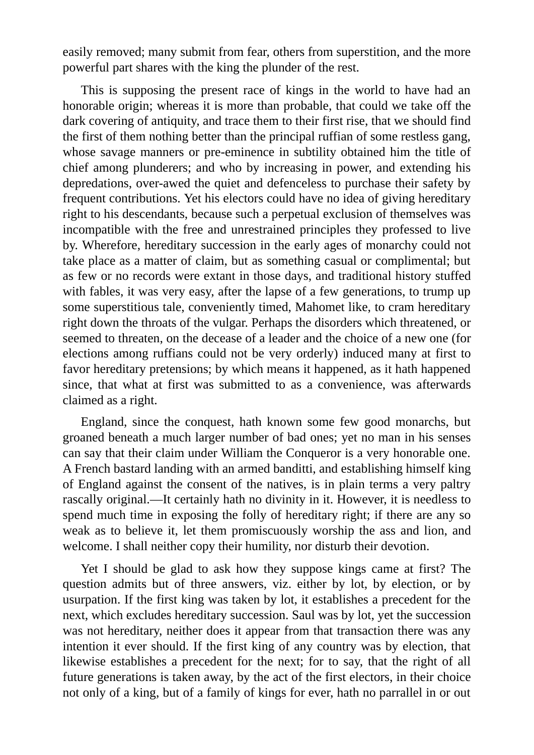easily removed; many submit from fear, others from superstition, and the more powerful part shares with the king the plunder of the rest.

This is supposing the present race of kings in the world to have had an honorable origin; whereas it is more than probable, that could we take off the dark covering of antiquity, and trace them to their first rise, that we should find the first of them nothing better than the principal ruffian of some restless gang, whose savage manners or pre-eminence in subtility obtained him the title of chief among plunderers; and who by increasing in power, and extending his depredations, over-awed the quiet and defenceless to purchase their safety by frequent contributions. Yet his electors could have no idea of giving hereditary right to his descendants, because such a perpetual exclusion of themselves was incompatible with the free and unrestrained principles they professed to live by. Wherefore, hereditary succession in the early ages of monarchy could not take place as a matter of claim, but as something casual or complimental; but as few or no records were extant in those days, and traditional history stuffed with fables, it was very easy, after the lapse of a few generations, to trump up some superstitious tale, conveniently timed, Mahomet like, to cram hereditary right down the throats of the vulgar. Perhaps the disorders which threatened, or seemed to threaten, on the decease of a leader and the choice of a new one (for elections among ruffians could not be very orderly) induced many at first to favor hereditary pretensions; by which means it happened, as it hath happened since, that what at first was submitted to as a convenience, was afterwards claimed as a right.

England, since the conquest, hath known some few good monarchs, but groaned beneath a much larger number of bad ones; yet no man in his senses can say that their claim under William the Conqueror is a very honorable one. A French bastard landing with an armed banditti, and establishing himself king of England against the consent of the natives, is in plain terms a very paltry rascally original.—It certainly hath no divinity in it. However, it is needless to spend much time in exposing the folly of hereditary right; if there are any so weak as to believe it, let them promiscuously worship the ass and lion, and welcome. I shall neither copy their humility, nor disturb their devotion.

Yet I should be glad to ask how they suppose kings came at first? The question admits but of three answers, viz. either by lot, by election, or by usurpation. If the first king was taken by lot, it establishes a precedent for the next, which excludes hereditary succession. Saul was by lot, yet the succession was not hereditary, neither does it appear from that transaction there was any intention it ever should. If the first king of any country was by election, that likewise establishes a precedent for the next; for to say, that the right of all future generations is taken away, by the act of the first electors, in their choice not only of a king, but of a family of kings for ever, hath no parrallel in or out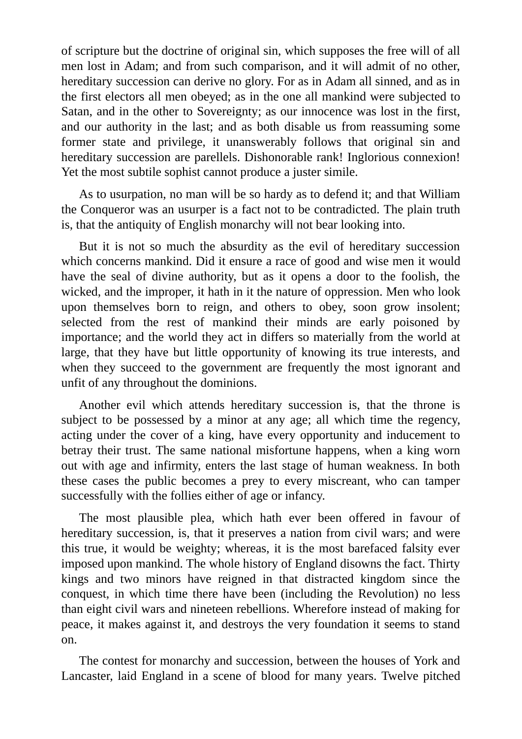of scripture but the doctrine of original sin, which supposes the free will of all men lost in Adam; and from such comparison, and it will admit of no other, hereditary succession can derive no glory. For as in Adam all sinned, and as in the first electors all men obeyed; as in the one all mankind were subjected to Satan, and in the other to Sovereignty; as our innocence was lost in the first, and our authority in the last; and as both disable us from reassuming some former state and privilege, it unanswerably follows that original sin and hereditary succession are parellels. Dishonorable rank! Inglorious connexion! Yet the most subtile sophist cannot produce a juster simile.

As to usurpation, no man will be so hardy as to defend it; and that William the Conqueror was an usurper is a fact not to be contradicted. The plain truth is, that the antiquity of English monarchy will not bear looking into.

But it is not so much the absurdity as the evil of hereditary succession which concerns mankind. Did it ensure a race of good and wise men it would have the seal of divine authority, but as it opens a door to the foolish, the wicked, and the improper, it hath in it the nature of oppression. Men who look upon themselves born to reign, and others to obey, soon grow insolent; selected from the rest of mankind their minds are early poisoned by importance; and the world they act in differs so materially from the world at large, that they have but little opportunity of knowing its true interests, and when they succeed to the government are frequently the most ignorant and unfit of any throughout the dominions.

Another evil which attends hereditary succession is, that the throne is subject to be possessed by a minor at any age; all which time the regency, acting under the cover of a king, have every opportunity and inducement to betray their trust. The same national misfortune happens, when a king worn out with age and infirmity, enters the last stage of human weakness. In both these cases the public becomes a prey to every miscreant, who can tamper successfully with the follies either of age or infancy.

The most plausible plea, which hath ever been offered in favour of hereditary succession, is, that it preserves a nation from civil wars; and were this true, it would be weighty; whereas, it is the most barefaced falsity ever imposed upon mankind. The whole history of England disowns the fact. Thirty kings and two minors have reigned in that distracted kingdom since the conquest, in which time there have been (including the Revolution) no less than eight civil wars and nineteen rebellions. Wherefore instead of making for peace, it makes against it, and destroys the very foundation it seems to stand on.

The contest for monarchy and succession, between the houses of York and Lancaster, laid England in a scene of blood for many years. Twelve pitched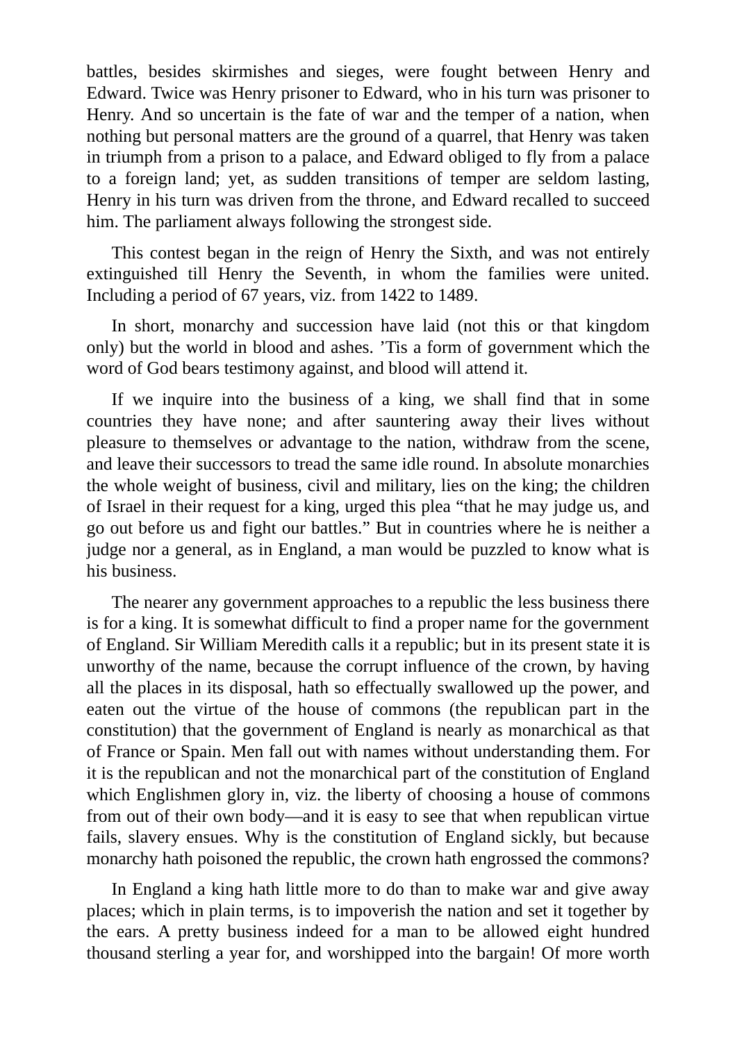battles, besides skirmishes and sieges, were fought between Henry and Edward. Twice was Henry prisoner to Edward, who in his turn was prisoner to Henry. And so uncertain is the fate of war and the temper of a nation, when nothing but personal matters are the ground of a quarrel, that Henry was taken in triumph from a prison to a palace, and Edward obliged to fly from a palace to a foreign land; yet, as sudden transitions of temper are seldom lasting, Henry in his turn was driven from the throne, and Edward recalled to succeed him. The parliament always following the strongest side.

This contest began in the reign of Henry the Sixth, and was not entirely extinguished till Henry the Seventh, in whom the families were united. Including a period of 67 years, viz. from 1422 to 1489.

In short, monarchy and succession have laid (not this or that kingdom only) but the world in blood and ashes. 'Tis a form of government which the word of God bears testimony against, and blood will attend it.

If we inquire into the business of a king, we shall find that in some countries they have none; and after sauntering away their lives without pleasure to themselves or advantage to the nation, withdraw from the scene, and leave their successors to tread the same idle round. In absolute monarchies the whole weight of business, civil and military, lies on the king; the children of Israel in their request for a king, urged this plea "that he may judge us, and go out before us and fight our battles." But in countries where he is neither a judge nor a general, as in England, a man would be puzzled to know what is his business.

The nearer any government approaches to a republic the less business there is for a king. It is somewhat difficult to find a proper name for the government of England. Sir William Meredith calls it a republic; but in its present state it is unworthy of the name, because the corrupt influence of the crown, by having all the places in its disposal, hath so effectually swallowed up the power, and eaten out the virtue of the house of commons (the republican part in the constitution) that the government of England is nearly as monarchical as that of France or Spain. Men fall out with names without understanding them. For it is the republican and not the monarchical part of the constitution of England which Englishmen glory in, viz. the liberty of choosing a house of commons from out of their own body—and it is easy to see that when republican virtue fails, slavery ensues. Why is the constitution of England sickly, but because monarchy hath poisoned the republic, the crown hath engrossed the commons?

In England a king hath little more to do than to make war and give away places; which in plain terms, is to impoverish the nation and set it together by the ears. A pretty business indeed for a man to be allowed eight hundred thousand sterling a year for, and worshipped into the bargain! Of more worth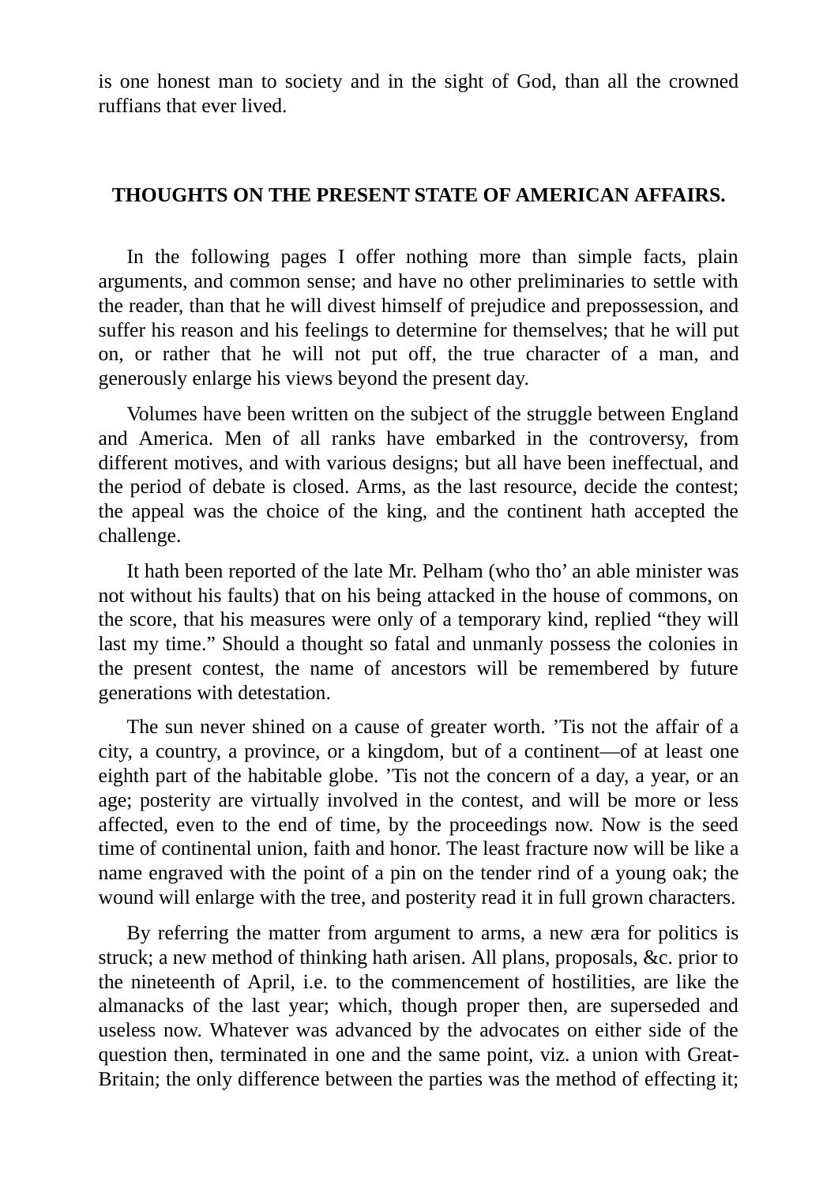is one honest man to society and in the sight of God, than all the crowned ruffians that ever lived.

## THOUGHTS ON THE PRESENT STATE OF AMERICAN AFFAIRS.

In the following pages I offer nothing more than simple facts, plain arguments, and common sense; and have no other preliminaries to settle with the reader, than that he will divest himself of prejudice and prepossession, and suffer his reason and his feelings to determine for themselves; that he will put on, or rather that he will not put off, the true character of a man, and generously enlarge his views beyond the present day.

Volumes have been written on the subject of the struggle between England and America. Men of all ranks have embarked in the controversy, from different motives, and with various designs; but all have been ineffectual, and the period of debate is closed. Arms, as the last resource, decide the contest; the appeal was the choice of the king, and the continent hath accepted the challenge.

It hath been reported of the late Mr. Pelham (who tho' an able minister was not without his faults) that on his being attacked in the house of commons, on the score, that his measures were only of a temporary kind, replied "they will last my time." Should a thought so fatal and unmanly possess the colonies in the present contest, the name of ancestors will be remembered by future generations with detestation.

The sun never shined on a cause of greater worth. 'Tis not the affair of a city, a country, a province, or a kingdom, but of a continent—of at least one eighth part of the habitable globe. 'Tis not the concern of a day, a year, or an age; posterity are virtually involved in the contest, and will be more or less affected, even to the end of time, by the proceedings now. Now is the seed time of continental union, faith and honor. The least fracture now will be like a name engraved with the point of a pin on the tender rind of a young oak; the wound will enlarge with the tree, and posterity read it in full grown characters.

By referring the matter from argument to arms, a new æra for politics is struck; a new method of thinking hath arisen. All plans, proposals, &c. prior to the nineteenth of April, i.e. to the commencement of hostilities, are like the almanacks of the last year; which, though proper then, are superseded and useless now. Whatever was advanced by the advocates on either side of the question then, terminated in one and the same point, viz. a union with Great-Britain; the only difference between the parties was the method of effecting it;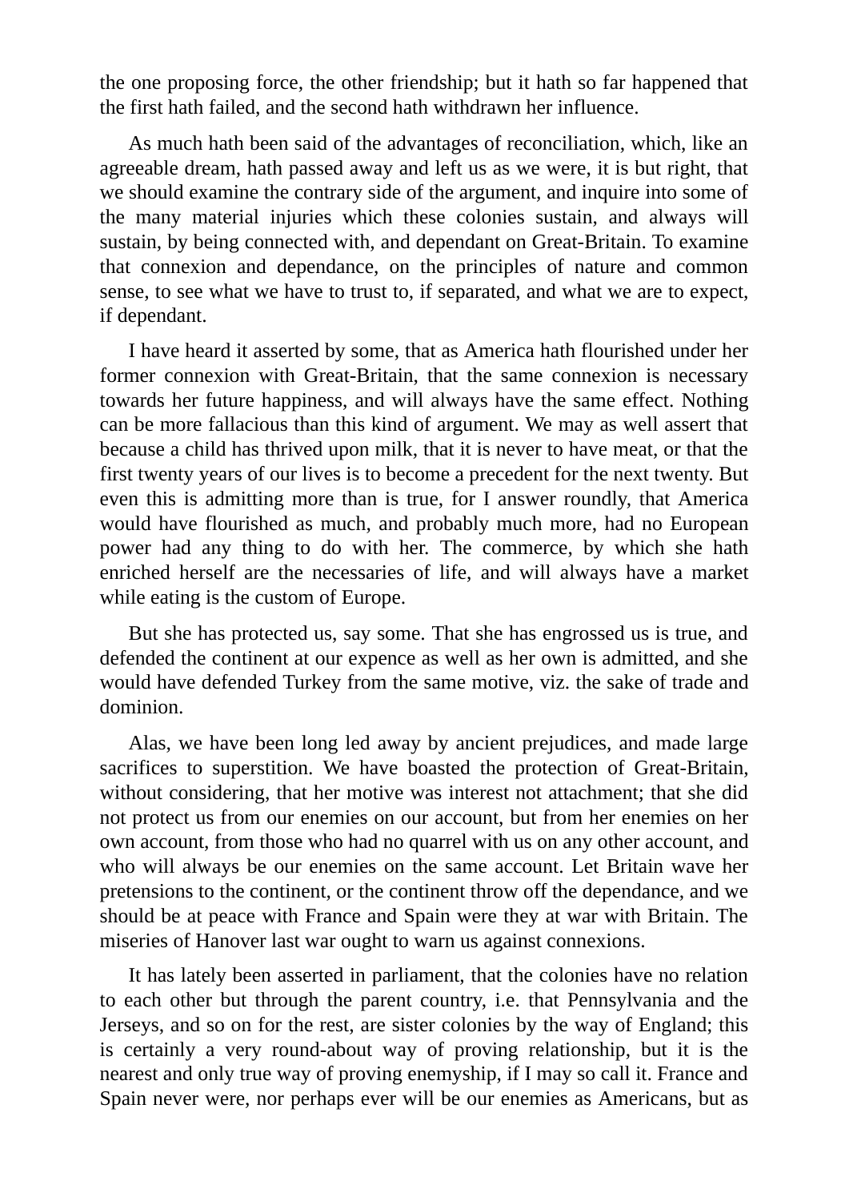the one proposing force, the other friendship; but it hath so far happened that the first hath failed, and the second hath withdrawn her influence.

As much hath been said of the advantages of reconciliation, which, like an agreeable dream, hath passed away and left us as we were, it is but right, that we should examine the contrary side of the argument, and inquire into some of the many material injuries which these colonies sustain, and always will sustain, by being connected with, and dependant on Great-Britain. To examine that connexion and dependance, on the principles of nature and common sense, to see what we have to trust to, if separated, and what we are to expect, if dependant.

I have heard it asserted by some, that as America hath flourished under her former connexion with Great-Britain, that the same connexion is necessary towards her future happiness, and will always have the same effect. Nothing can be more fallacious than this kind of argument. We may as well assert that because a child has thrived upon milk, that it is never to have meat, or that the first twenty years of our lives is to become a precedent for the next twenty. But even this is admitting more than is true, for I answer roundly, that America would have flourished as much, and probably much more, had no European power had any thing to do with her. The commerce, by which she hath enriched herself are the necessaries of life, and will always have a market while eating is the custom of Europe.

But she has protected us, say some. That she has engrossed us is true, and defended the continent at our expence as well as her own is admitted, and she would have defended Turkey from the same motive, viz. the sake of trade and dominion.

Alas, we have been long led away by ancient prejudices, and made large sacrifices to superstition. We have boasted the protection of Great-Britain, without considering, that her motive was interest not attachment; that she did not protect us from our enemies on our account, but from her enemies on her own account, from those who had no quarrel with us on any other account, and who will always be our enemies on the same account. Let Britain wave her pretensions to the continent, or the continent throw off the dependance, and we should be at peace with France and Spain were they at war with Britain. The miseries of Hanover last war ought to warn us against connexions.

It has lately been asserted in parliament, that the colonies have no relation to each other but through the parent country, i.e. that Pennsylvania and the Jerseys, and so on for the rest, are sister colonies by the way of England; this is certainly a very round-about way of proving relationship, but it is the nearest and only true way of proving enemyship, if I may so call it. France and Spain never were, nor perhaps ever will be our enemies as Americans, but as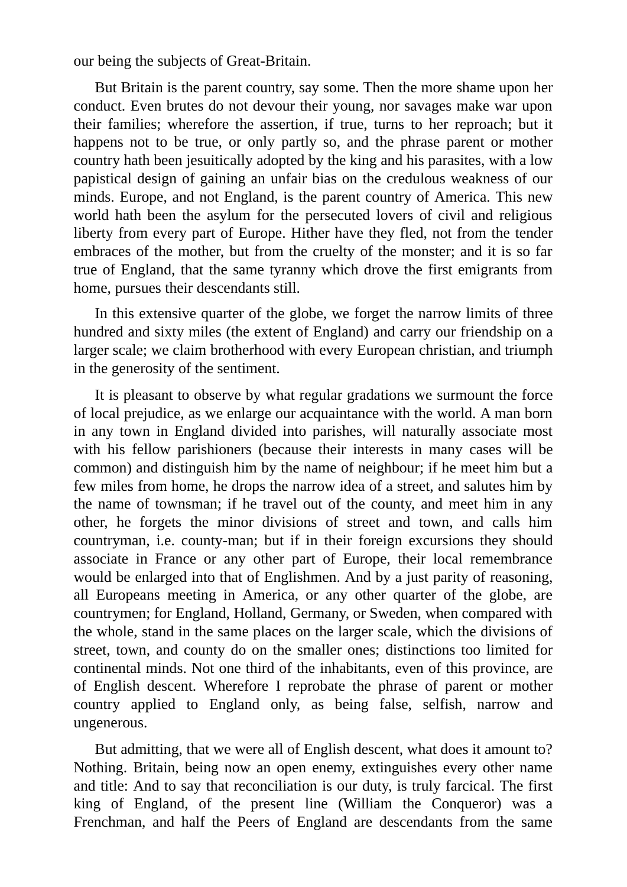our being the subjects of Great-Britain.

But Britain is the parent country, say some. Then the more shame upon her conduct. Even brutes do not devour their young, nor savages make war upon their families; wherefore the assertion, if true, turns to her reproach; but it happens not to be true, or only partly so, and the phrase parent or mother country hath been jesuitically adopted by the king and his parasites, with a low papistical design of gaining an unfair bias on the credulous weakness of our minds. Europe, and not England, is the parent country of America. This new world hath been the asylum for the persecuted lovers of civil and religious liberty from every part of Europe. Hither have they fled, not from the tender embraces of the mother, but from the cruelty of the monster; and it is so far true of England, that the same tyranny which drove the first emigrants from home, pursues their descendants still.

In this extensive quarter of the globe, we forget the narrow limits of three hundred and sixty miles (the extent of England) and carry our friendship on a larger scale; we claim brotherhood with every European christian, and triumph in the generosity of the sentiment.

It is pleasant to observe by what regular gradations we surmount the force of local prejudice, as we enlarge our acquaintance with the world. A man born in any town in England divided into parishes, will naturally associate most with his fellow parishioners (because their interests in many cases will be common) and distinguish him by the name of neighbour; if he meet him but a few miles from home, he drops the narrow idea of a street, and salutes him by the name of townsman; if he travel out of the county, and meet him in any other, he forgets the minor divisions of street and town, and calls him countryman, i.e. county-man; but if in their foreign excursions they should associate in France or any other part of Europe, their local remembrance would be enlarged into that of Englishmen. And by a just parity of reasoning, all Europeans meeting in America, or any other quarter of the globe, are countrymen; for England, Holland, Germany, or Sweden, when compared with the whole, stand in the same places on the larger scale, which the divisions of street, town, and county do on the smaller ones; distinctions too limited for continental minds. Not one third of the inhabitants, even of this province, are of English descent. Wherefore I reprobate the phrase of parent or mother country applied to England only, as being false, selfish, narrow and ungenerous.

But admitting, that we were all of English descent, what does it amount to? Nothing. Britain, being now an open enemy, extinguishes every other name and title: And to say that reconciliation is our duty, is truly farcical. The first king of England, of the present line (William the Conqueror) was a Frenchman, and half the Peers of England are descendants from the same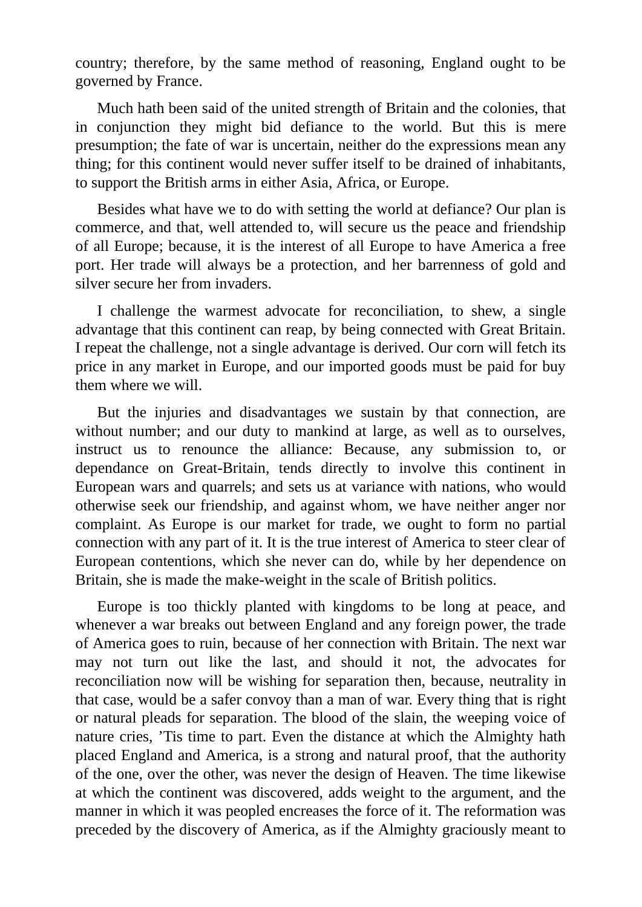country; therefore, by the same method of reasoning, England ought to be governed by France.

Much hath been said of the united strength of Britain and the colonies, that in conjunction they might bid defiance to the world. But this is mere presumption; the fate of war is uncertain, neither do the expressions mean any thing; for this continent would never suffer itself to be drained of inhabitants, to support the British arms in either Asia, Africa, or Europe.

Besides what have we to do with setting the world at defiance? Our plan is commerce, and that, well attended to, will secure us the peace and friendship of all Europe; because, it is the interest of all Europe to have America a free port. Her trade will always be a protection, and her barrenness of gold and silver secure her from invaders.

I challenge the warmest advocate for reconciliation, to shew, a single advantage that this continent can reap, by being connected with Great Britain. I repeat the challenge, not a single advantage is derived. Our corn will fetch its price in any market in Europe, and our imported goods must be paid for buy them where we will.

But the injuries and disadvantages we sustain by that connection, are without number; and our duty to mankind at large, as well as to ourselves, instruct us to renounce the alliance: Because, any submission to, or dependance on Great-Britain, tends directly to involve this continent in European wars and quarrels; and sets us at variance with nations, who would otherwise seek our friendship, and against whom, we have neither anger nor complaint. As Europe is our market for trade, we ought to form no partial connection with any part of it. It is the true interest of America to steer clear of European contentions, which she never can do, while by her dependence on Britain, she is made the make-weight in the scale of British politics.

Europe is too thickly planted with kingdoms to be long at peace, and whenever a war breaks out between England and any foreign power, the trade of America goes to ruin, because of her connection with Britain. The next war may not turn out like the last, and should it not, the advocates for reconciliation now will be wishing for separation then, because, neutrality in that case, would be a safer convoy than a man of war. Every thing that is right or natural pleads for separation. The blood of the slain, the weeping voice of nature cries, 'Tis time to part. Even the distance at which the Almighty hath placed England and America, is a strong and natural proof, that the authority of the one, over the other, was never the design of Heaven. The time likewise at which the continent was discovered, adds weight to the argument, and the manner in which it was peopled encreases the force of it. The reformation was preceded by the discovery of America, as if the Almighty graciously meant to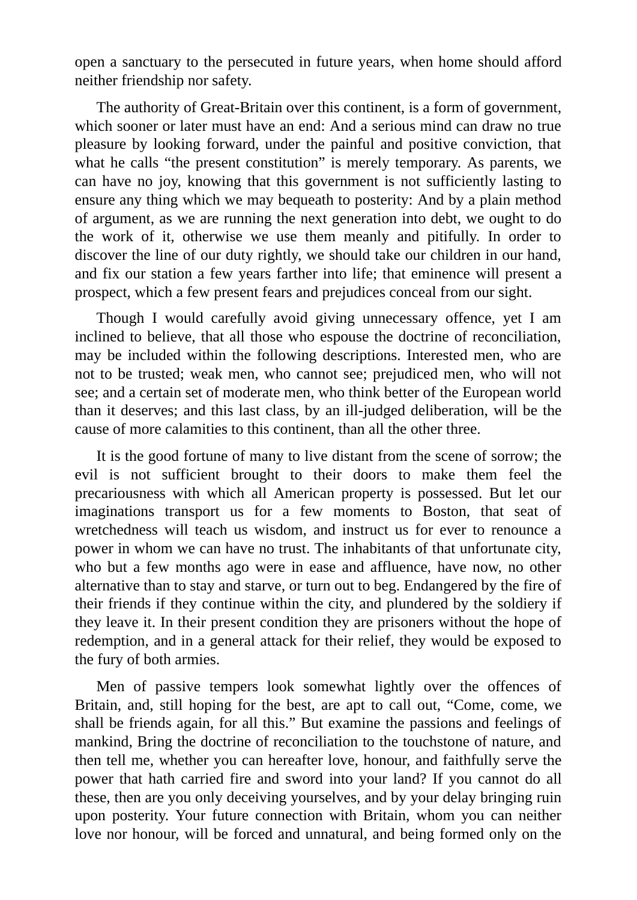open a sanctuary to the persecuted in future years, when home should afford neither friendship nor safety.

The authority of Great-Britain over this continent, is a form of government, which sooner or later must have an end: And a serious mind can draw no true pleasure by looking forward, under the painful and positive conviction, that what he calls "the present constitution" is merely temporary. As parents, we can have no joy, knowing that this government is not sufficiently lasting to ensure any thing which we may bequeath to posterity: And by a plain method of argument, as we are running the next generation into debt, we ought to do the work of it, otherwise we use them meanly and pitifully. In order to discover the line of our duty rightly, we should take our children in our hand, and fix our station a few years farther into life; that eminence will present a prospect, which a few present fears and prejudices conceal from our sight.

Though I would carefully avoid giving unnecessary offence, yet I am inclined to believe, that all those who espouse the doctrine of reconciliation, may be included within the following descriptions. Interested men, who are not to be trusted; weak men, who cannot see; prejudiced men, who will not see; and a certain set of moderate men, who think better of the European world than it deserves; and this last class, by an ill-judged deliberation, will be the cause of more calamities to this continent, than all the other three.

It is the good fortune of many to live distant from the scene of sorrow; the evil is not sufficient brought to their doors to make them feel the precariousness with which all American property is possessed. But let our imaginations transport us for a few moments to Boston, that seat of wretchedness will teach us wisdom, and instruct us for ever to renounce a power in whom we can have no trust. The inhabitants of that unfortunate city, who but a few months ago were in ease and affluence, have now, no other alternative than to stay and starve, or turn out to beg. Endangered by the fire of their friends if they continue within the city, and plundered by the soldiery if they leave it. In their present condition they are prisoners without the hope of redemption, and in a general attack for their relief, they would be exposed to the fury of both armies.

Men of passive tempers look somewhat lightly over the offences of Britain, and, still hoping for the best, are apt to call out, "Come, come, we shall be friends again, for all this." But examine the passions and feelings of mankind, Bring the doctrine of reconciliation to the touchstone of nature, and then tell me, whether you can hereafter love, honour, and faithfully serve the power that hath carried fire and sword into your land? If you cannot do all these, then are you only deceiving yourselves, and by your delay bringing ruin upon posterity. Your future connection with Britain, whom you can neither love nor honour, will be forced and unnatural, and being formed only on the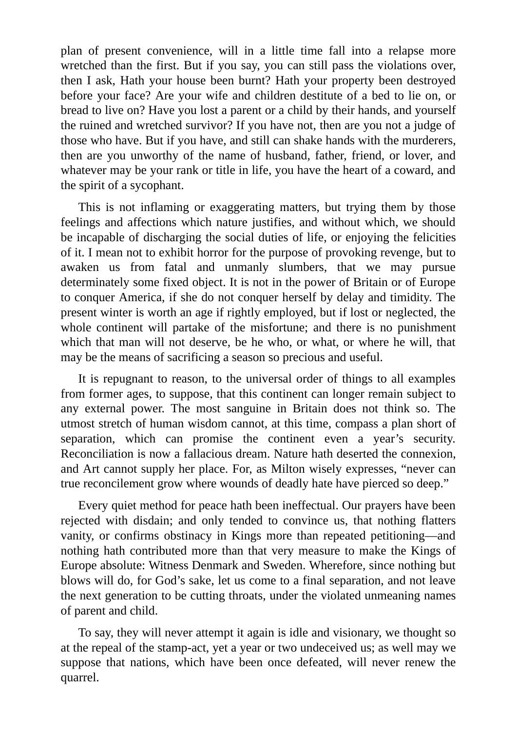plan of present convenience, will in a little time fall into a relapse more wretched than the first. But if you say, you can still pass the violations over, then I ask, Hath your house been burnt? Hath your property been destroyed before your face? Are your wife and children destitute of a bed to lie on, or bread to live on? Have you lost a parent or a child by their hands, and yourself the ruined and wretched survivor? If you have not, then are you not a judge of those who have. But if you have, and still can shake hands with the murderers, then are you unworthy of the name of husband, father, friend, or lover, and whatever may be your rank or title in life, you have the heart of a coward, and the spirit of a sycophant.

This is not inflaming or exaggerating matters, but trying them by those feelings and affections which nature justifies, and without which, we should be incapable of discharging the social duties of life, or enjoying the felicities of it. I mean not to exhibit horror for the purpose of provoking revenge, but to awaken us from fatal and unmanly slumbers, that we may pursue determinately some fixed object. It is not in the power of Britain or of Europe to conquer America, if she do not conquer herself by delay and timidity. The present winter is worth an age if rightly employed, but if lost or neglected, the whole continent will partake of the misfortune; and there is no punishment which that man will not deserve, be he who, or what, or where he will, that may be the means of sacrificing a season so precious and useful.

It is repugnant to reason, to the universal order of things to all examples from former ages, to suppose, that this continent can longer remain subject to any external power. The most sanguine in Britain does not think so. The utmost stretch of human wisdom cannot, at this time, compass a plan short of separation, which can promise the continent even a year's security. Reconciliation is now a fallacious dream. Nature hath deserted the connexion, and Art cannot supply her place. For, as Milton wisely expresses, "never can true reconcilement grow where wounds of deadly hate have pierced so deep."

Every quiet method for peace hath been ineffectual. Our prayers have been rejected with disdain; and only tended to convince us, that nothing flatters vanity, or confirms obstinacy in Kings more than repeated petitioning—and nothing hath contributed more than that very measure to make the Kings of Europe absolute: Witness Denmark and Sweden. Wherefore, since nothing but blows will do, for God's sake, let us come to a final separation, and not leave the next generation to be cutting throats, under the violated unmeaning names of parent and child.

To say, they will never attempt it again is idle and visionary, we thought so at the repeal of the stamp-act, yet a year or two undeceived us; as well may we suppose that nations, which have been once defeated, will never renew the quarrel.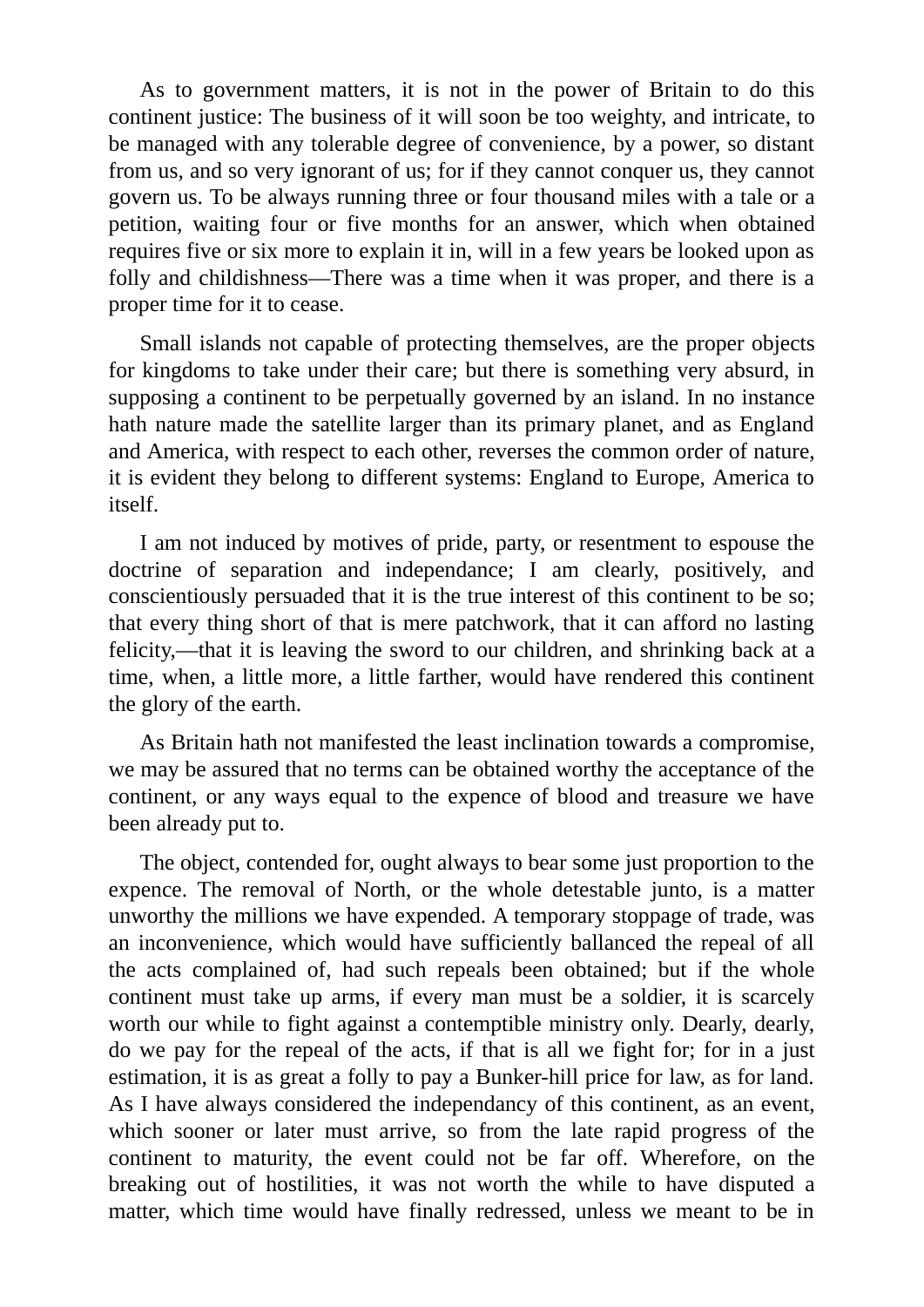As to government matters, it is not in the power of Britain to do this continent justice: The business of it will soon be too weighty, and intricate, to be managed with any tolerable degree of convenience, by a power, so distant from us, and so very ignorant of us; for if they cannot conquer us, they cannot govern us. To be always running three or four thousand miles with a tale or a petition, waiting four or five months for an answer, which when obtained requires five or six more to explain it in, will in a few years be looked upon as folly and childishness—There was a time when it was proper, and there is a proper time for it to cease.

Small islands not capable of protecting themselves, are the proper objects for kingdoms to take under their care; but there is something very absurd, in supposing a continent to be perpetually governed by an island. In no instance hath nature made the satellite larger than its primary planet, and as England and America, with respect to each other, reverses the common order of nature, it is evident they belong to different systems: England to Europe, America to itself.

I am not induced by motives of pride, party, or resentment to espouse the doctrine of separation and independance; I am clearly, positively, and conscientiously persuaded that it is the true interest of this continent to be so; that every thing short of that is mere patchwork, that it can afford no lasting felicity,—that it is leaving the sword to our children, and shrinking back at a time, when, a little more, a little farther, would have rendered this continent the glory of the earth.

As Britain hath not manifested the least inclination towards a compromise, we may be assured that no terms can be obtained worthy the acceptance of the continent, or any ways equal to the expence of blood and treasure we have been already put to.

The object, contended for, ought always to bear some just proportion to the expence. The removal of North, or the whole detestable junto, is a matter unworthy the millions we have expended. A temporary stoppage of trade, was an inconvenience, which would have sufficiently ballanced the repeal of all the acts complained of, had such repeals been obtained; but if the whole continent must take up arms, if every man must be a soldier, it is scarcely worth our while to fight against a contemptible ministry only. Dearly, dearly, do we pay for the repeal of the acts, if that is all we fight for; for in a just estimation, it is as great a folly to pay a Bunker-hill price for law, as for land. As I have always considered the independancy of this continent, as an event, which sooner or later must arrive, so from the late rapid progress of the continent to maturity, the event could not be far off. Wherefore, on the breaking out of hostilities, it was not worth the while to have disputed a matter, which time would have finally redressed, unless we meant to be in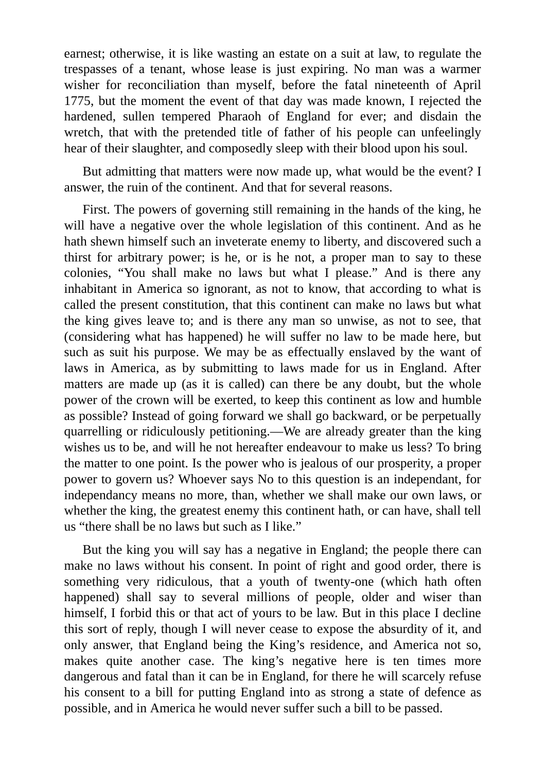earnest; otherwise, it is like wasting an estate on a suit at law, to regulate the trespasses of a tenant, whose lease is just expiring. No man was a warmer wisher for reconciliation than myself, before the fatal nineteenth of April 1775, but the moment the event of that day was made known, I rejected the hardened, sullen tempered Pharaoh of England for ever; and disdain the wretch, that with the pretended title of father of his people can unfeelingly hear of their slaughter, and composedly sleep with their blood upon his soul.

But admitting that matters were now made up, what would be the event? I answer, the ruin of the continent. And that for several reasons.

First. The powers of governing still remaining in the hands of the king, he will have a negative over the whole legislation of this continent. And as he hath shewn himself such an inveterate enemy to liberty, and discovered such a thirst for arbitrary power; is he, or is he not, a proper man to say to these colonies, "You shall make no laws but what I please." And is there any inhabitant in America so ignorant, as not to know, that according to what is called the present constitution, that this continent can make no laws but what the king gives leave to; and is there any man so unwise, as not to see, that (considering what has happened) he will suffer no law to be made here, but such as suit his purpose. We may be as effectually enslaved by the want of laws in America, as by submitting to laws made for us in England. After matters are made up (as it is called) can there be any doubt, but the whole power of the crown will be exerted, to keep this continent as low and humble as possible? Instead of going forward we shall go backward, or be perpetually quarrelling or ridiculously petitioning.—We are already greater than the king wishes us to be, and will he not hereafter endeavour to make us less? To bring the matter to one point. Is the power who is jealous of our prosperity, a proper power to govern us? Whoever says No to this question is an independant, for independancy means no more, than, whether we shall make our own laws, or whether the king, the greatest enemy this continent hath, or can have, shall tell us "there shall be no laws but such as I like."

But the king you will say has a negative in England; the people there can make no laws without his consent. In point of right and good order, there is something very ridiculous, that a youth of twenty-one (which hath often happened) shall say to several millions of people, older and wiser than himself, I forbid this or that act of yours to be law. But in this place I decline this sort of reply, though I will never cease to expose the absurdity of it, and only answer, that England being the King's residence, and America not so, makes quite another case. The king's negative here is ten times more dangerous and fatal than it can be in England, for there he will scarcely refuse his consent to a bill for putting England into as strong a state of defence as possible, and in America he would never suffer such a bill to be passed.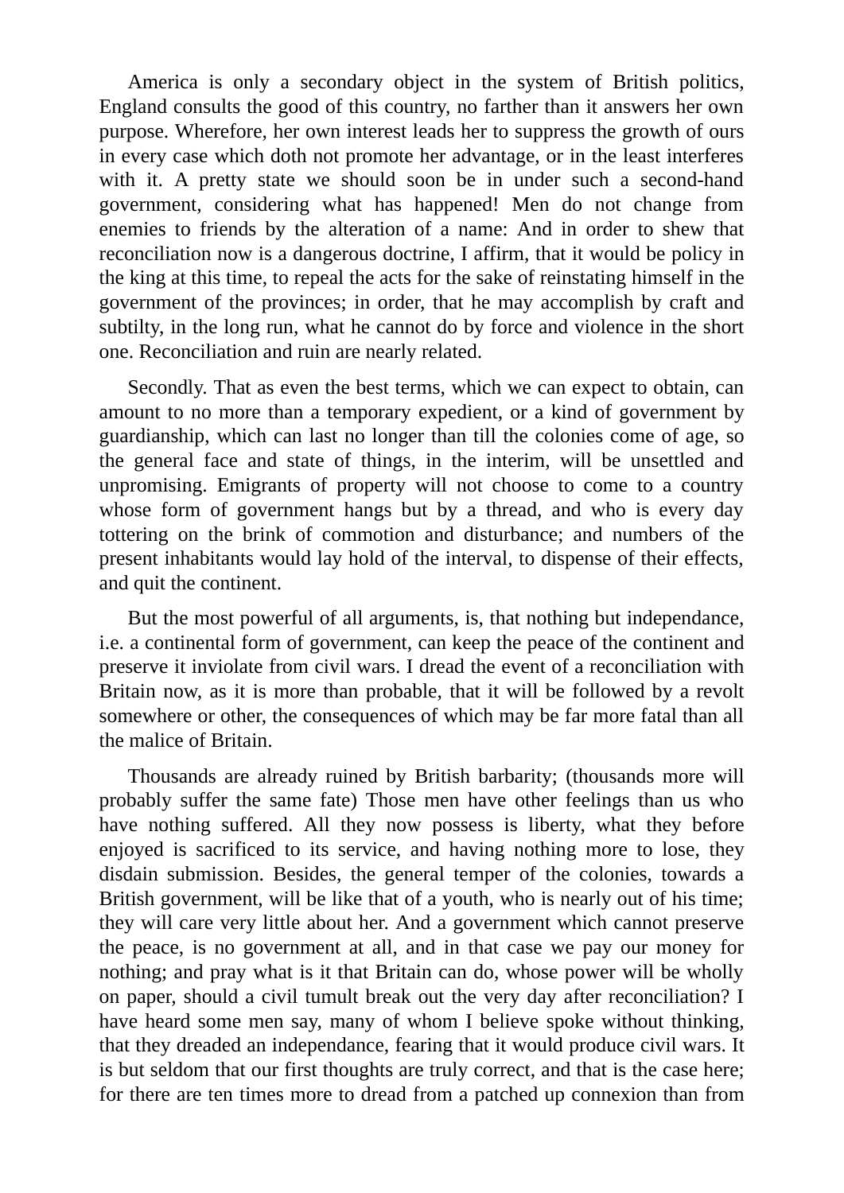America is only a secondary object in the system of British politics, England consults the good of this country, no farther than it answers her own purpose. Wherefore, her own interest leads her to suppress the growth of ours in every case which doth not promote her advantage, or in the least interferes with it. A pretty state we should soon be in under such a second-hand government, considering what has happened! Men do not change from enemies to friends by the alteration of a name: And in order to shew that reconciliation now is a dangerous doctrine, I affirm, that it would be policy in the king at this time, to repeal the acts for the sake of reinstating himself in the government of the provinces; in order, that he may accomplish by craft and subtilty, in the long run, what he cannot do by force and violence in the short one. Reconciliation and ruin are nearly related.

Secondly. That as even the best terms, which we can expect to obtain, can amount to no more than a temporary expedient, or a kind of government by guardianship, which can last no longer than till the colonies come of age, so the general face and state of things, in the interim, will be unsettled and unpromising. Emigrants of property will not choose to come to a country whose form of government hangs but by a thread, and who is every day tottering on the brink of commotion and disturbance; and numbers of the present inhabitants would lay hold of the interval, to dispense of their effects, and quit the continent.

But the most powerful of all arguments, is, that nothing but independance, i.e. a continental form of government, can keep the peace of the continent and preserve it inviolate from civil wars. I dread the event of a reconciliation with Britain now, as it is more than probable, that it will be followed by a revolt somewhere or other, the consequences of which may be far more fatal than all the malice of Britain.

Thousands are already ruined by British barbarity; (thousands more will probably suffer the same fate) Those men have other feelings than us who have nothing suffered. All they now possess is liberty, what they before enjoyed is sacrificed to its service, and having nothing more to lose, they disdain submission. Besides, the general temper of the colonies, towards a British government, will be like that of a youth, who is nearly out of his time; they will care very little about her. And a government which cannot preserve the peace, is no government at all, and in that case we pay our money for nothing; and pray what is it that Britain can do, whose power will be wholly on paper, should a civil tumult break out the very day after reconciliation? I have heard some men say, many of whom I believe spoke without thinking, that they dreaded an independance, fearing that it would produce civil wars. It is but seldom that our first thoughts are truly correct, and that is the case here; for there are ten times more to dread from a patched up connexion than from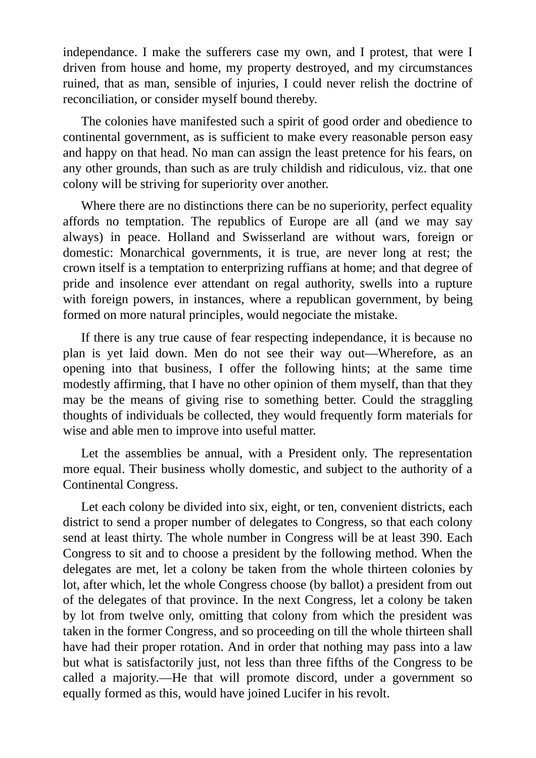independance. I make the sufferers case my own, and I protest, that were I driven from house and home, my property destroyed, and my circumstances ruined, that as man, sensible of injuries, I could never relish the doctrine of reconciliation, or consider myself bound thereby.

The colonies have manifested such a spirit of good order and obedience to continental government, as is sufficient to make every reasonable person easy and happy on that head. No man can assign the least pretence for his fears, on any other grounds, than such as are truly childish and ridiculous, viz. that one colony will be striving for superiority over another.

Where there are no distinctions there can be no superiority, perfect equality affords no temptation. The republics of Europe are all (and we may say always) in peace. Holland and Swisserland are without wars, foreign or domestic: Monarchical governments, it is true, are never long at rest; the crown itself is a temptation to enterprizing ruffians at home; and that degree of pride and insolence ever attendant on regal authority, swells into a rupture with foreign powers, in instances, where a republican government, by being formed on more natural principles, would negociate the mistake.

If there is any true cause of fear respecting independance, it is because no plan is yet laid down. Men do not see their way out—Wherefore, as an opening into that business, I offer the following hints; at the same time modestly affirming, that I have no other opinion of them myself, than that they may be the means of giving rise to something better. Could the straggling thoughts of individuals be collected, they would frequently form materials for wise and able men to improve into useful matter.

Let the assemblies be annual, with a President only. The representation more equal. Their business wholly domestic, and subject to the authority of a Continental Congress.

Let each colony be divided into six, eight, or ten, convenient districts, each district to send a proper number of delegates to Congress, so that each colony send at least thirty. The whole number in Congress will be at least 390. Each Congress to sit and to choose a president by the following method. When the delegates are met, let a colony be taken from the whole thirteen colonies by lot, after which, let the whole Congress choose (by ballot) a president from out of the delegates of that province. In the next Congress, let a colony be taken by lot from twelve only, omitting that colony from which the president was taken in the former Congress, and so proceeding on till the whole thirteen shall have had their proper rotation. And in order that nothing may pass into a law but what is satisfactorily just, not less than three fifths of the Congress to be called a majority.—He that will promote discord, under a government so equally formed as this, would have joined Lucifer in his revolt.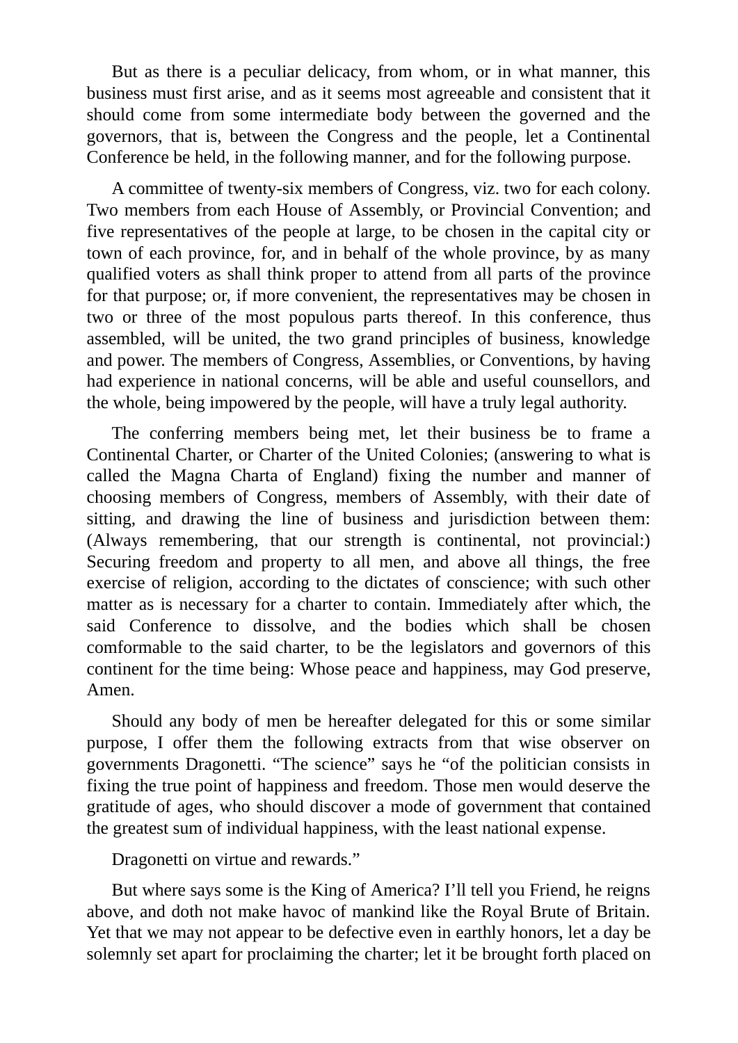But as there is a peculiar delicacy, from whom, or in what manner, this business must first arise, and as it seems most agreeable and consistent that it should come from some intermediate body between the governed and the governors, that is, between the Congress and the people, let a Continental Conference be held, in the following manner, and for the following purpose.

A committee of twenty-six members of Congress, viz. two for each colony. Two members from each House of Assembly, or Provincial Convention; and five representatives of the people at large, to be chosen in the capital city or town of each province, for, and in behalf of the whole province, by as many qualified voters as shall think proper to attend from all parts of the province for that purpose; or, if more convenient, the representatives may be chosen in two or three of the most populous parts thereof. In this conference, thus assembled, will be united, the two grand principles of business, knowledge and power. The members of Congress, Assemblies, or Conventions, by having had experience in national concerns, will be able and useful counsellors, and the whole, being impowered by the people, will have a truly legal authority.

The conferring members being met, let their business be to frame a Continental Charter, or Charter of the United Colonies; (answering to what is called the Magna Charta of England) fixing the number and manner of choosing members of Congress, members of Assembly, with their date of sitting, and drawing the line of business and jurisdiction between them: (Always remembering, that our strength is continental, not provincial:) Securing freedom and property to all men, and above all things, the free exercise of religion, according to the dictates of conscience; with such other matter as is necessary for a charter to contain. Immediately after which, the said Conference to dissolve, and the bodies which shall be chosen comformable to the said charter, to be the legislators and governors of this continent for the time being: Whose peace and happiness, may God preserve, Amen.

Should any body of men be hereafter delegated for this or some similar purpose, I offer them the following extracts from that wise observer on governments Dragonetti. “The science” says he “of the politician consists in fixing the true point of happiness and freedom. Those men would deserve the gratitude of ages, who should discover a mode of government that contained the greatest sum of individual happiness, with the least national expense.

Dragonetti on virtue and rewards.”

But where says some is the King of America? I’ll tell you Friend, he reigns above, and doth not make havoc of mankind like the Royal Brute of Britain. Yet that we may not appear to be defective even in earthly honors, let a day be solemnly set apart for proclaiming the charter; let it be brought forth placed on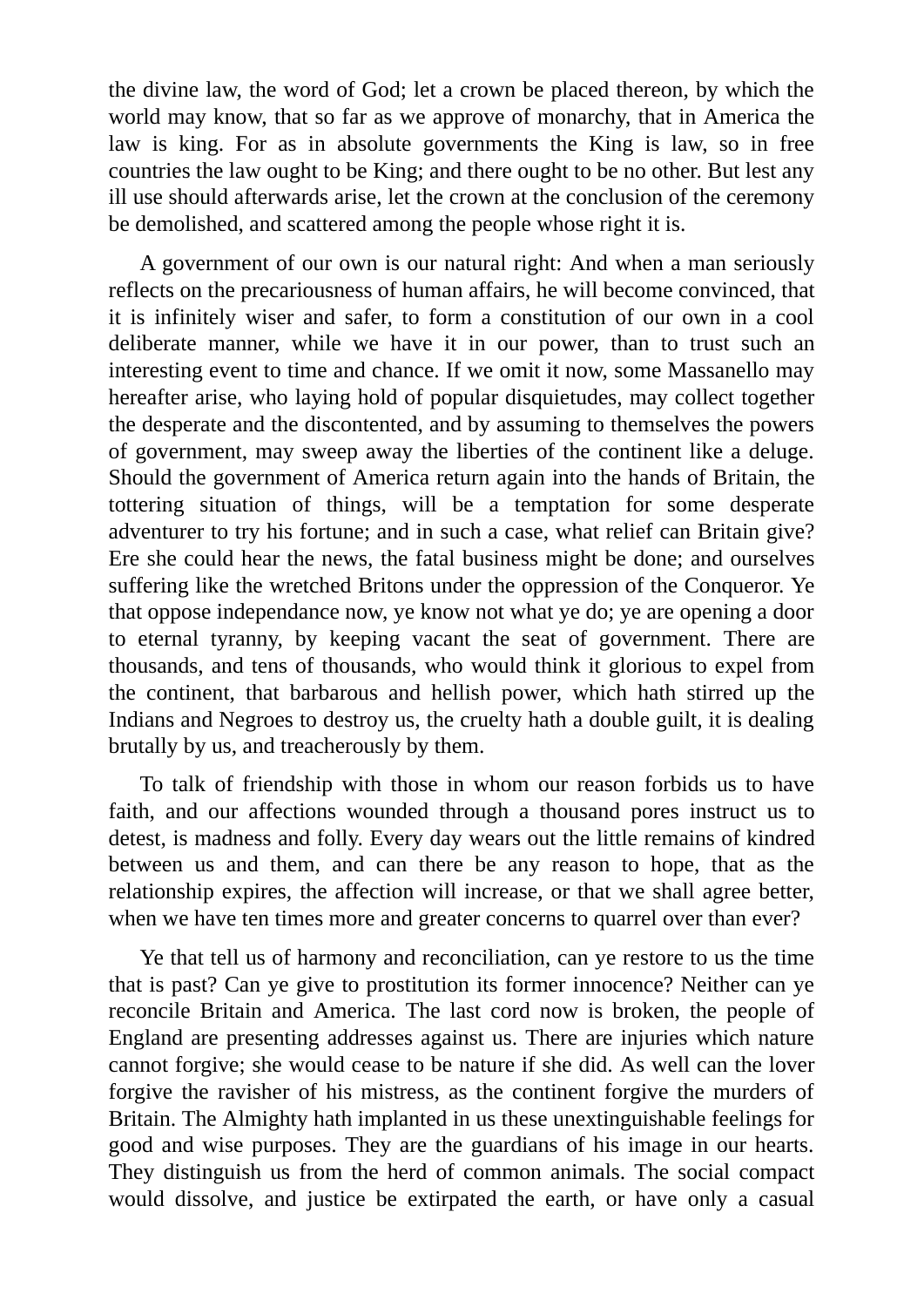the divine law, the word of God; let a crown be placed thereon, by which the world may know, that so far as we approve of monarchy, that in America the law is king. For as in absolute governments the King is law, so in free countries the law ought to be King; and there ought to be no other. But lest any ill use should afterwards arise, let the crown at the conclusion of the ceremony be demolished, and scattered among the people whose right it is.

A government of our own is our natural right: And when a man seriously reflects on the precariousness of human affairs, he will become convinced, that it is infinitely wiser and safer, to form a constitution of our own in a cool deliberate manner, while we have it in our power, than to trust such an interesting event to time and chance. If we omit it now, some Massanello may hereafter arise, who laying hold of popular disquietudes, may collect together the desperate and the discontented, and by assuming to themselves the powers of government, may sweep away the liberties of the continent like a deluge. Should the government of America return again into the hands of Britain, the tottering situation of things, will be a temptation for some desperate adventurer to try his fortune; and in such a case, what relief can Britain give? Ere she could hear the news, the fatal business might be done; and ourselves suffering like the wretched Britons under the oppression of the Conqueror. Ye that oppose independance now, ye know not what ye do; ye are opening a door to eternal tyranny, by keeping vacant the seat of government. There are thousands, and tens of thousands, who would think it glorious to expel from the continent, that barbarous and hellish power, which hath stirred up the Indians and Negroes to destroy us, the cruelty hath a double guilt, it is dealing brutally by us, and treacherously by them.

To talk of friendship with those in whom our reason forbids us to have faith, and our affections wounded through a thousand pores instruct us to detest, is madness and folly. Every day wears out the little remains of kindred between us and them, and can there be any reason to hope, that as the relationship expires, the affection will increase, or that we shall agree better, when we have ten times more and greater concerns to quarrel over than ever?

Ye that tell us of harmony and reconciliation, can ye restore to us the time that is past? Can ye give to prostitution its former innocence? Neither can ye reconcile Britain and America. The last cord now is broken, the people of England are presenting addresses against us. There are injuries which nature cannot forgive; she would cease to be nature if she did. As well can the lover forgive the ravisher of his mistress, as the continent forgive the murders of Britain. The Almighty hath implanted in us these unextinguishable feelings for good and wise purposes. They are the guardians of his image in our hearts. They distinguish us from the herd of common animals. The social compact would dissolve, and justice be extirpated the earth, or have only a casual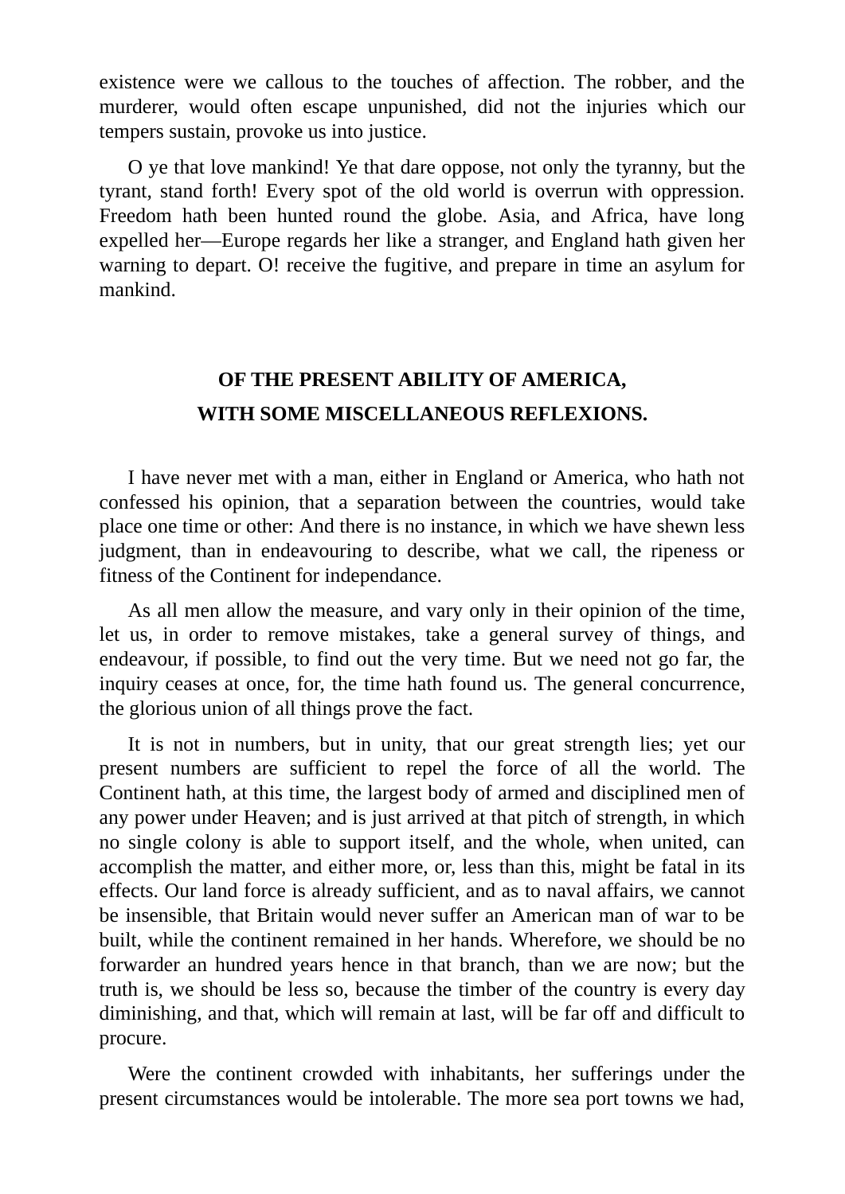existence were we callous to the touches of affection. The robber, and the murderer, would often escape unpunished, did not the injuries which our tempers sustain, provoke us into justice.

O ye that love mankind! Ye that dare oppose, not only the tyranny, but the tyrant, stand forth! Every spot of the old world is overrun with oppression. Freedom hath been hunted round the globe. Asia, and Africa, have long expelled her—Europe regards her like a stranger, and England hath given her warning to depart. O! receive the fugitive, and prepare in time an asylum for mankind.

## OF THE PRESENT ABILITY OF AMERICA, WITH SOME MISCELLANEOUS REFLEXIONS.

I have never met with a man, either in England or America, who hath not confessed his opinion, that a separation between the countries, would take place one time or other: And there is no instance, in which we have shewn less judgment, than in endeavouring to describe, what we call, the ripeness or fitness of the Continent for independance.

As all men allow the measure, and vary only in their opinion of the time, let us, in order to remove mistakes, take a general survey of things, and endeavour, if possible, to find out the very time. But we need not go far, the inquiry ceases at once, for, the time hath found us. The general concurrence, the glorious union of all things prove the fact.

It is not in numbers, but in unity, that our great strength lies; yet our present numbers are sufficient to repel the force of all the world. The Continent hath, at this time, the largest body of armed and disciplined men of any power under Heaven; and is just arrived at that pitch of strength, in which no single colony is able to support itself, and the whole, when united, can accomplish the matter, and either more, or, less than this, might be fatal in its effects. Our land force is already sufficient, and as to naval affairs, we cannot be insensible, that Britain would never suffer an American man of war to be built, while the continent remained in her hands. Wherefore, we should be no forwarder an hundred years hence in that branch, than we are now; but the truth is, we should be less so, because the timber of the country is every day diminishing, and that, which will remain at last, will be far off and difficult to procure.

Were the continent crowded with inhabitants, her sufferings under the present circumstances would be intolerable. The more sea port towns we had,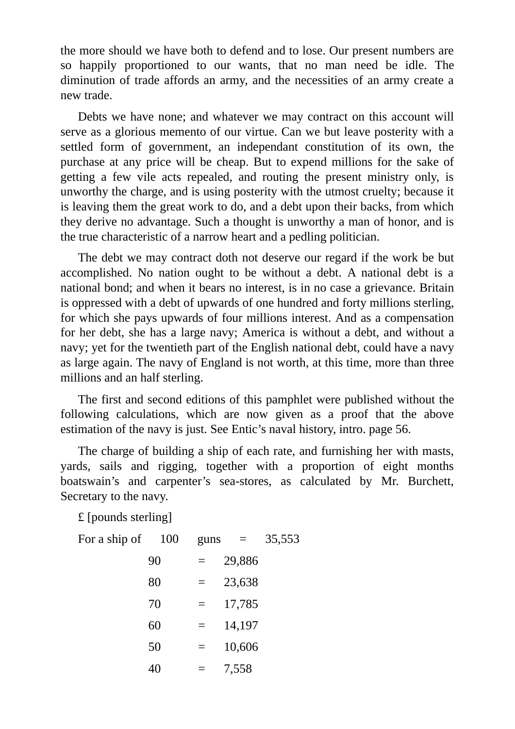the more should we have both to defend and to lose. Our present numbers are so happily proportioned to our wants, that no man need be idle. The diminution of trade affords an army, and the necessities of an army create a new trade.

Debts we have none; and whatever we may contract on this account will serve as a glorious memento of our virtue. Can we but leave posterity with a settled form of government, an independant constitution of its own, the purchase at any price will be cheap. But to expend millions for the sake of getting a few vile acts repealed, and routing the present ministry only, is unworthy the charge, and is using posterity with the utmost cruelty; because it is leaving them the great work to do, and a debt upon their backs, from which they derive no advantage. Such a thought is unworthy a man of honor, and is the true characteristic of a narrow heart and a pedling politician.

The debt we may contract doth not deserve our regard if the work be but accomplished. No nation ought to be without a debt. A national debt is a national bond; and when it bears no interest, is in no case a grievance. Britain is oppressed with a debt of upwards of one hundred and forty millions sterling, for which she pays upwards of four millions interest. And as a compensation for her debt, she has a large navy; America is without a debt, and without a navy; yet for the twentieth part of the English national debt, could have a navy as large again. The navy of England is not worth, at this time, more than three millions and an half sterling.

The first and second editions of this pamphlet were published without the following calculations, which are now given as a proof that the above estimation of the navy is just. See Entic's naval history, intro. page 56.

The charge of building a ship of each rate, and furnishing her with masts, yards, sails and rigging, together with a proportion of eight months boatswain's and carpenter's sea-stores, as calculated by Mr. Burchett, Secretary to the navy.

£ [pounds sterling]

For a ship of 100 guns = 35,553

90 = 29,886

80 = 23,638

70 = 17,785

60 = 14,197

50 = 10,606

40 = 7,558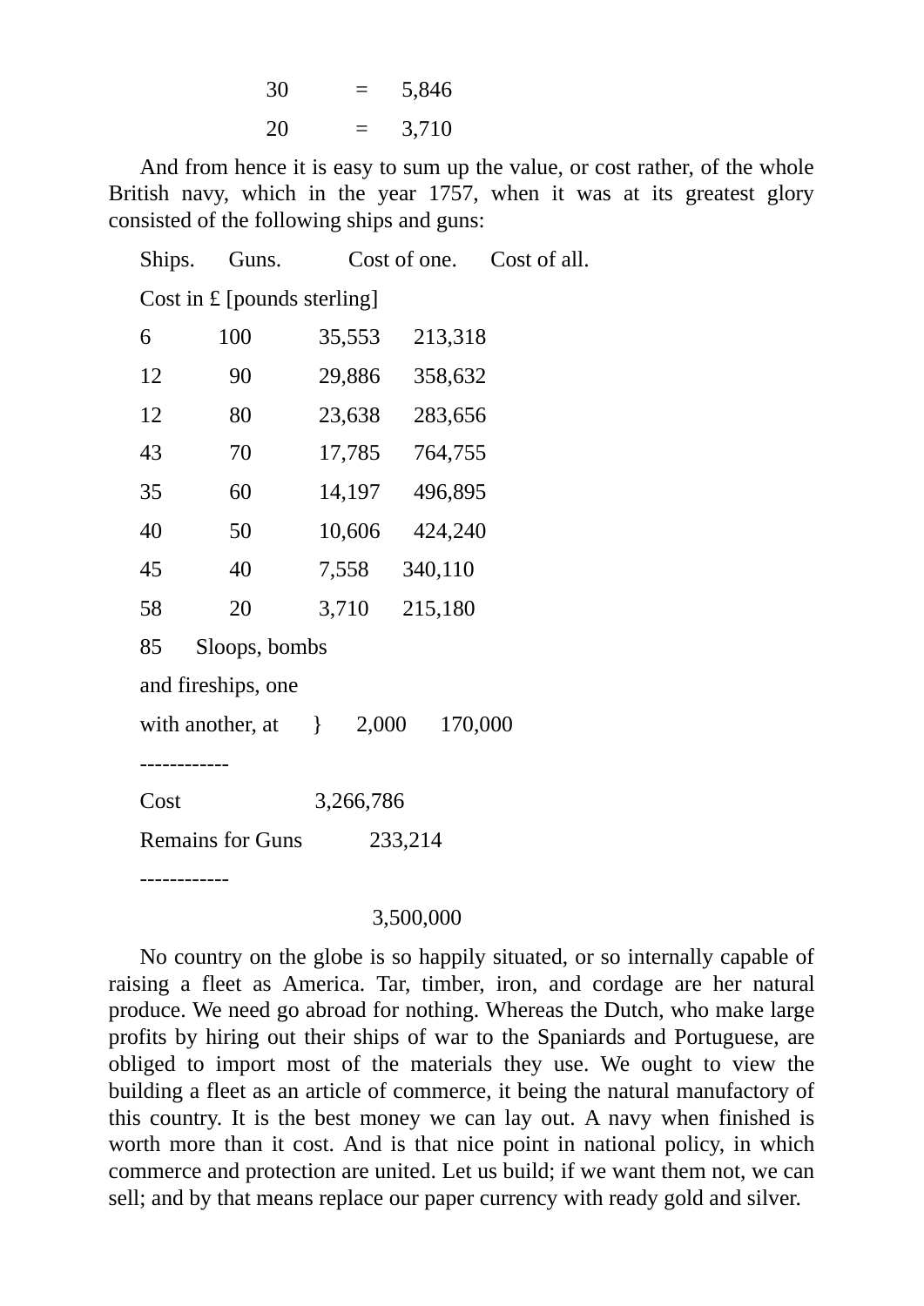| | | |
|---|---|---|
| 30 | = | 5,846 |
| 20 | = | 3,710 |

And from hence it is easy to sum up the value, or cost rather, of the whole British navy, which in the year 1757, when it was at its greatest glory consisted of the following ships and guns:

| Ships. | Guns. | Cost of one. | Cost of all. |
|---|---|---|---|
| | | Cost in £ [pounds sterling] | |
| 6 | 100 | 35,553 | 213,318 |
| 12 | 90 | 29,886 | 358,632 |
| 12 | 80 | 23,638 | 283,656 |
| 43 | 70 | 17,785 | 764,755 |
| 35 | 60 | 14,197 | 496,895 |
| 40 | 50 | 10,606 | 424,240 |
| 45 | 40 | 7,558 | 340,110 |
| 58 | 20 | 3,710 | 215,180 |
| 85 | Sloops, bombs and fireships, one with another, at } | 2,000 | 170,000 |
| | | Cost | 3,266,786 |
| | | Remains for Guns | 233,214 |
| | | | 3,500,000 |

No country on the globe is so happily situated, or so internally capable of raising a fleet as America. Tar, timber, iron, and cordage are her natural produce. We need go abroad for nothing. Whereas the Dutch, who make large profits by hiring out their ships of war to the Spaniards and Portuguese, are obliged to import most of the materials they use. We ought to view the building a fleet as an article of commerce, it being the natural manufactory of this country. It is the best money we can lay out. A navy when finished is worth more than it cost. And is that nice point in national policy, in which commerce and protection are united. Let us build; if we want them not, we can sell; and by that means replace our paper currency with ready gold and silver.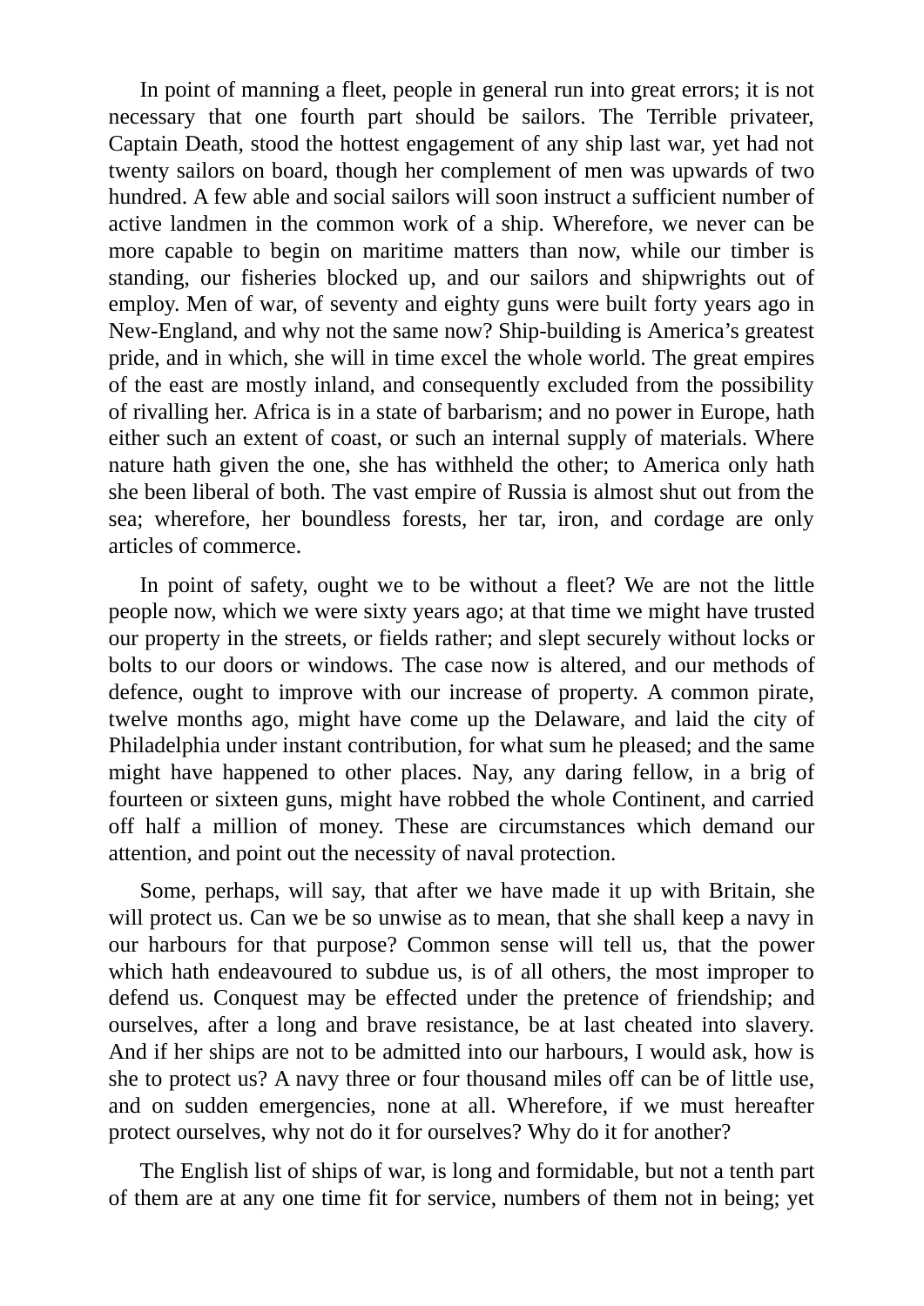In point of manning a fleet, people in general run into great errors; it is not necessary that one fourth part should be sailors. The Terrible privateer, Captain Death, stood the hottest engagement of any ship last war, yet had not twenty sailors on board, though her complement of men was upwards of two hundred. A few able and social sailors will soon instruct a sufficient number of active landmen in the common work of a ship. Wherefore, we never can be more capable to begin on maritime matters than now, while our timber is standing, our fisheries blocked up, and our sailors and shipwrights out of employ. Men of war, of seventy and eighty guns were built forty years ago in New-England, and why not the same now? Ship-building is America's greatest pride, and in which, she will in time excel the whole world. The great empires of the east are mostly inland, and consequently excluded from the possibility of rivalling her. Africa is in a state of barbarism; and no power in Europe, hath either such an extent of coast, or such an internal supply of materials. Where nature hath given the one, she has withheld the other; to America only hath she been liberal of both. The vast empire of Russia is almost shut out from the sea; wherefore, her boundless forests, her tar, iron, and cordage are only articles of commerce.

In point of safety, ought we to be without a fleet? We are not the little people now, which we were sixty years ago; at that time we might have trusted our property in the streets, or fields rather; and slept securely without locks or bolts to our doors or windows. The case now is altered, and our methods of defence, ought to improve with our increase of property. A common pirate, twelve months ago, might have come up the Delaware, and laid the city of Philadelphia under instant contribution, for what sum he pleased; and the same might have happened to other places. Nay, any daring fellow, in a brig of fourteen or sixteen guns, might have robbed the whole Continent, and carried off half a million of money. These are circumstances which demand our attention, and point out the necessity of naval protection.

Some, perhaps, will say, that after we have made it up with Britain, she will protect us. Can we be so unwise as to mean, that she shall keep a navy in our harbours for that purpose? Common sense will tell us, that the power which hath endeavoured to subdue us, is of all others, the most improper to defend us. Conquest may be effected under the pretence of friendship; and ourselves, after a long and brave resistance, be at last cheated into slavery. And if her ships are not to be admitted into our harbours, I would ask, how is she to protect us? A navy three or four thousand miles off can be of little use, and on sudden emergencies, none at all. Wherefore, if we must hereafter protect ourselves, why not do it for ourselves? Why do it for another?

The English list of ships of war, is long and formidable, but not a tenth part of them are at any one time fit for service, numbers of them not in being; yet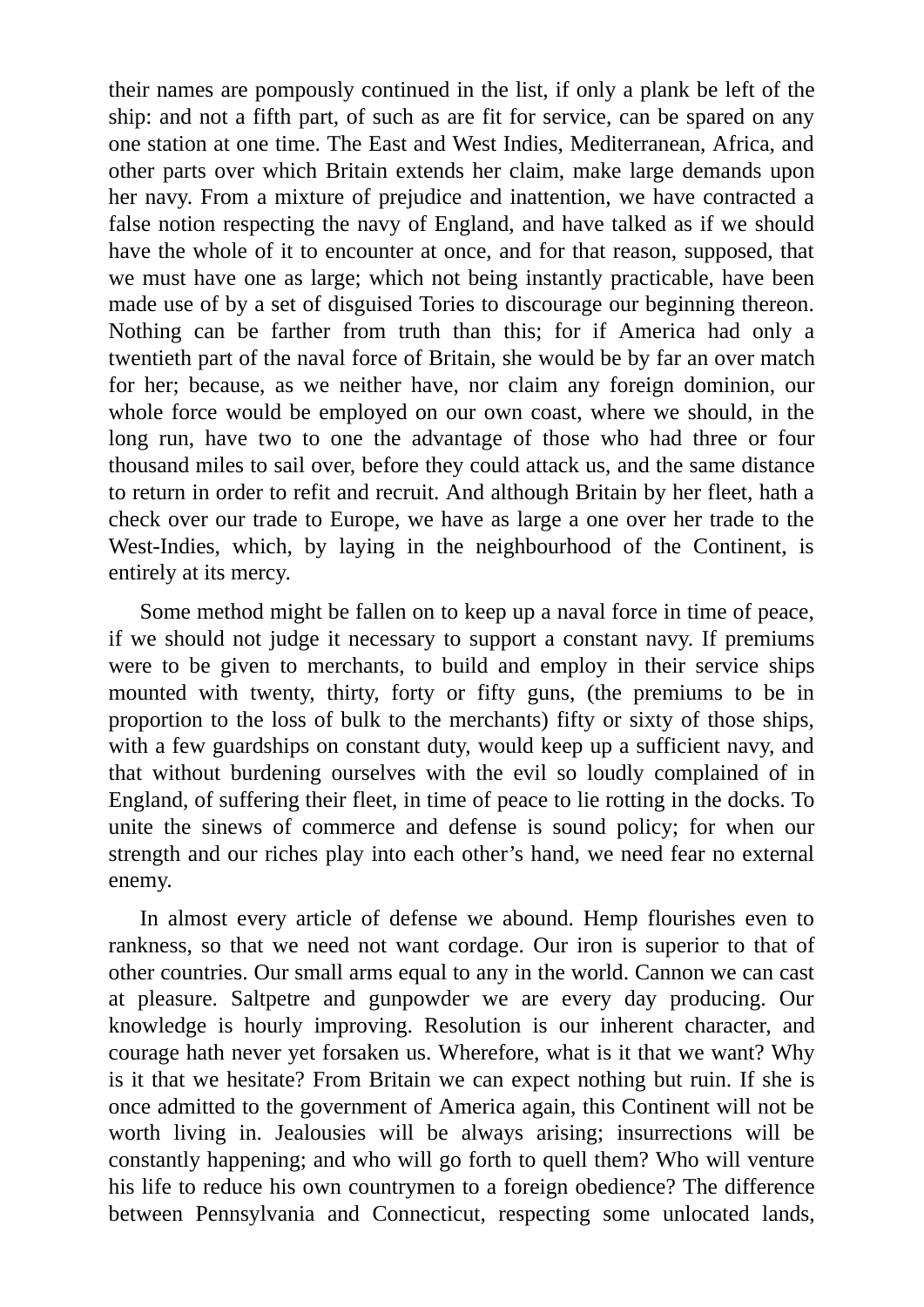their names are pompously continued in the list, if only a plank be left of the ship: and not a fifth part, of such as are fit for service, can be spared on any one station at one time. The East and West Indies, Mediterranean, Africa, and other parts over which Britain extends her claim, make large demands upon her navy. From a mixture of prejudice and inattention, we have contracted a false notion respecting the navy of England, and have talked as if we should have the whole of it to encounter at once, and for that reason, supposed, that we must have one as large; which not being instantly practicable, have been made use of by a set of disguised Tories to discourage our beginning thereon. Nothing can be farther from truth than this; for if America had only a twentieth part of the naval force of Britain, she would be by far an over match for her; because, as we neither have, nor claim any foreign dominion, our whole force would be employed on our own coast, where we should, in the long run, have two to one the advantage of those who had three or four thousand miles to sail over, before they could attack us, and the same distance to return in order to refit and recruit. And although Britain by her fleet, hath a check over our trade to Europe, we have as large a one over her trade to the West-Indies, which, by laying in the neighbourhood of the Continent, is entirely at its mercy.

Some method might be fallen on to keep up a naval force in time of peace, if we should not judge it necessary to support a constant navy. If premiums were to be given to merchants, to build and employ in their service ships mounted with twenty, thirty, forty or fifty guns, (the premiums to be in proportion to the loss of bulk to the merchants) fifty or sixty of those ships, with a few guardships on constant duty, would keep up a sufficient navy, and that without burdening ourselves with the evil so loudly complained of in England, of suffering their fleet, in time of peace to lie rotting in the docks. To unite the sinews of commerce and defense is sound policy; for when our strength and our riches play into each other's hand, we need fear no external enemy.

In almost every article of defense we abound. Hemp flourishes even to rankness, so that we need not want cordage. Our iron is superior to that of other countries. Our small arms equal to any in the world. Cannon we can cast at pleasure. Saltpetre and gunpowder we are every day producing. Our knowledge is hourly improving. Resolution is our inherent character, and courage hath never yet forsaken us. Wherefore, what is it that we want? Why is it that we hesitate? From Britain we can expect nothing but ruin. If she is once admitted to the government of America again, this Continent will not be worth living in. Jealousies will be always arising; insurrections will be constantly happening; and who will go forth to quell them? Who will venture his life to reduce his own countrymen to a foreign obedience? The difference between Pennsylvania and Connecticut, respecting some unlocated lands,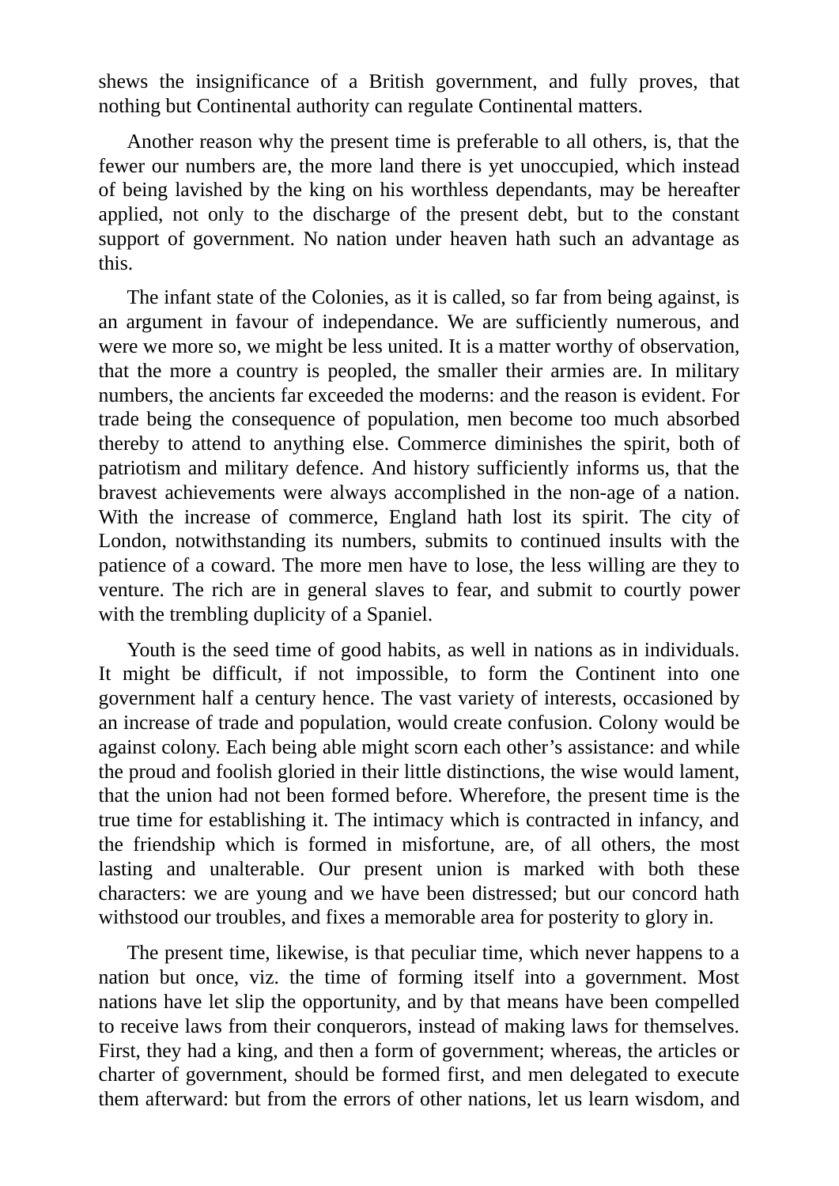shews the insignificance of a British government, and fully proves, that nothing but Continental authority can regulate Continental matters.

Another reason why the present time is preferable to all others, is, that the fewer our numbers are, the more land there is yet unoccupied, which instead of being lavished by the king on his worthless dependants, may be hereafter applied, not only to the discharge of the present debt, but to the constant support of government. No nation under heaven hath such an advantage as this.

The infant state of the Colonies, as it is called, so far from being against, is an argument in favour of independance. We are sufficiently numerous, and were we more so, we might be less united. It is a matter worthy of observation, that the more a country is peopled, the smaller their armies are. In military numbers, the ancients far exceeded the moderns: and the reason is evident. For trade being the consequence of population, men become too much absorbed thereby to attend to anything else. Commerce diminishes the spirit, both of patriotism and military defence. And history sufficiently informs us, that the bravest achievements were always accomplished in the non-age of a nation. With the increase of commerce, England hath lost its spirit. The city of London, notwithstanding its numbers, submits to continued insults with the patience of a coward. The more men have to lose, the less willing are they to venture. The rich are in general slaves to fear, and submit to courtly power with the trembling duplicity of a Spaniel.

Youth is the seed time of good habits, as well in nations as in individuals. It might be difficult, if not impossible, to form the Continent into one government half a century hence. The vast variety of interests, occasioned by an increase of trade and population, would create confusion. Colony would be against colony. Each being able might scorn each other's assistance: and while the proud and foolish gloried in their little distinctions, the wise would lament, that the union had not been formed before. Wherefore, the present time is the true time for establishing it. The intimacy which is contracted in infancy, and the friendship which is formed in misfortune, are, of all others, the most lasting and unalterable. Our present union is marked with both these characters: we are young and we have been distressed; but our concord hath withstood our troubles, and fixes a memorable area for posterity to glory in.

The present time, likewise, is that peculiar time, which never happens to a nation but once, viz. the time of forming itself into a government. Most nations have let slip the opportunity, and by that means have been compelled to receive laws from their conquerors, instead of making laws for themselves. First, they had a king, and then a form of government; whereas, the articles or charter of government, should be formed first, and men delegated to execute them afterward: but from the errors of other nations, let us learn wisdom, and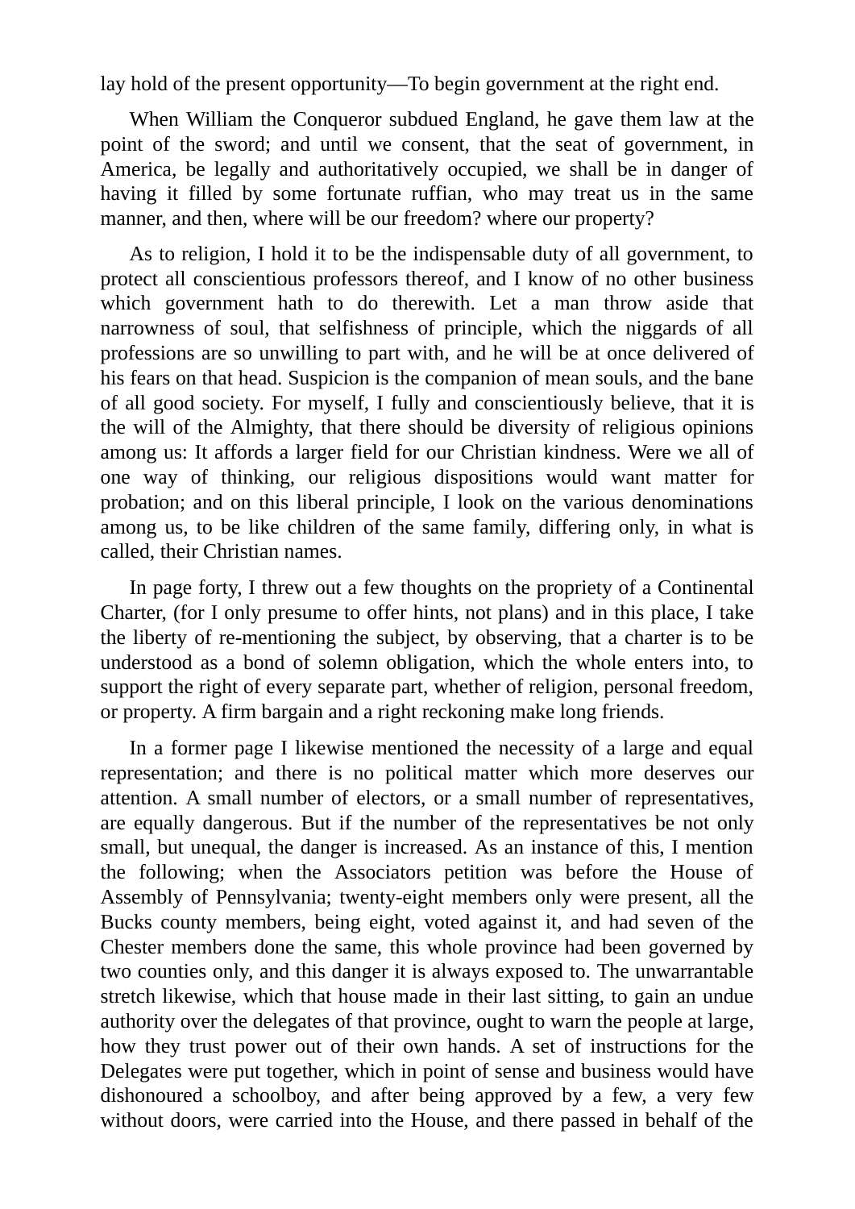lay hold of the present opportunity—To begin government at the right end.

When William the Conqueror subdued England, he gave them law at the point of the sword; and until we consent, that the seat of government, in America, be legally and authoritatively occupied, we shall be in danger of having it filled by some fortunate ruffian, who may treat us in the same manner, and then, where will be our freedom? where our property?

As to religion, I hold it to be the indispensable duty of all government, to protect all conscientious professors thereof, and I know of no other business which government hath to do therewith. Let a man throw aside that narrowness of soul, that selfishness of principle, which the niggards of all professions are so unwilling to part with, and he will be at once delivered of his fears on that head. Suspicion is the companion of mean souls, and the bane of all good society. For myself, I fully and conscientiously believe, that it is the will of the Almighty, that there should be diversity of religious opinions among us: It affords a larger field for our Christian kindness. Were we all of one way of thinking, our religious dispositions would want matter for probation; and on this liberal principle, I look on the various denominations among us, to be like children of the same family, differing only, in what is called, their Christian names.

In page forty, I threw out a few thoughts on the propriety of a Continental Charter, (for I only presume to offer hints, not plans) and in this place, I take the liberty of re-mentioning the subject, by observing, that a charter is to be understood as a bond of solemn obligation, which the whole enters into, to support the right of every separate part, whether of religion, personal freedom, or property. A firm bargain and a right reckoning make long friends.

In a former page I likewise mentioned the necessity of a large and equal representation; and there is no political matter which more deserves our attention. A small number of electors, or a small number of representatives, are equally dangerous. But if the number of the representatives be not only small, but unequal, the danger is increased. As an instance of this, I mention the following; when the Associators petition was before the House of Assembly of Pennsylvania; twenty-eight members only were present, all the Bucks county members, being eight, voted against it, and had seven of the Chester members done the same, this whole province had been governed by two counties only, and this danger it is always exposed to. The unwarrantable stretch likewise, which that house made in their last sitting, to gain an undue authority over the delegates of that province, ought to warn the people at large, how they trust power out of their own hands. A set of instructions for the Delegates were put together, which in point of sense and business would have dishonoured a schoolboy, and after being approved by a few, a very few without doors, were carried into the House, and there passed in behalf of the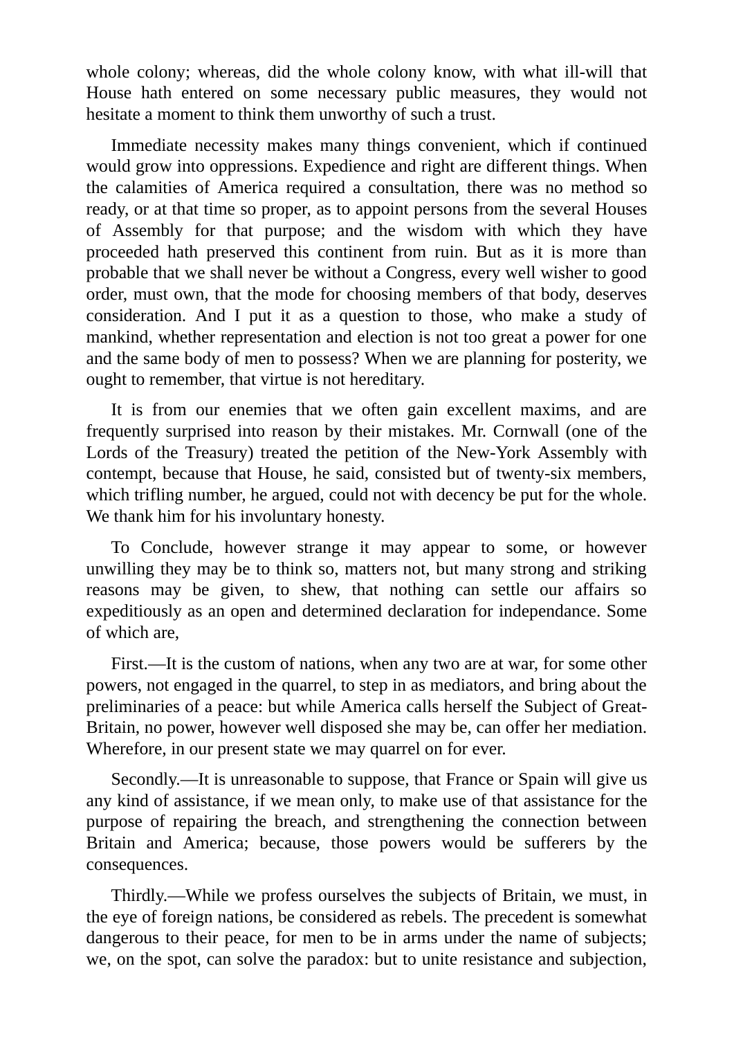whole colony; whereas, did the whole colony know, with what ill-will that House hath entered on some necessary public measures, they would not hesitate a moment to think them unworthy of such a trust.

Immediate necessity makes many things convenient, which if continued would grow into oppressions. Expedience and right are different things. When the calamities of America required a consultation, there was no method so ready, or at that time so proper, as to appoint persons from the several Houses of Assembly for that purpose; and the wisdom with which they have proceeded hath preserved this continent from ruin. But as it is more than probable that we shall never be without a Congress, every well wisher to good order, must own, that the mode for choosing members of that body, deserves consideration. And I put it as a question to those, who make a study of mankind, whether representation and election is not too great a power for one and the same body of men to possess? When we are planning for posterity, we ought to remember, that virtue is not hereditary.

It is from our enemies that we often gain excellent maxims, and are frequently surprised into reason by their mistakes. Mr. Cornwall (one of the Lords of the Treasury) treated the petition of the New-York Assembly with contempt, because that House, he said, consisted but of twenty-six members, which trifling number, he argued, could not with decency be put for the whole. We thank him for his involuntary honesty.

To Conclude, however strange it may appear to some, or however unwilling they may be to think so, matters not, but many strong and striking reasons may be given, to shew, that nothing can settle our affairs so expeditiously as an open and determined declaration for independance. Some of which are,

First.—It is the custom of nations, when any two are at war, for some other powers, not engaged in the quarrel, to step in as mediators, and bring about the preliminaries of a peace: but while America calls herself the Subject of Great-Britain, no power, however well disposed she may be, can offer her mediation. Wherefore, in our present state we may quarrel on for ever.

Secondly.—It is unreasonable to suppose, that France or Spain will give us any kind of assistance, if we mean only, to make use of that assistance for the purpose of repairing the breach, and strengthening the connection between Britain and America; because, those powers would be sufferers by the consequences.

Thirdly.—While we profess ourselves the subjects of Britain, we must, in the eye of foreign nations, be considered as rebels. The precedent is somewhat dangerous to their peace, for men to be in arms under the name of subjects; we, on the spot, can solve the paradox: but to unite resistance and subjection,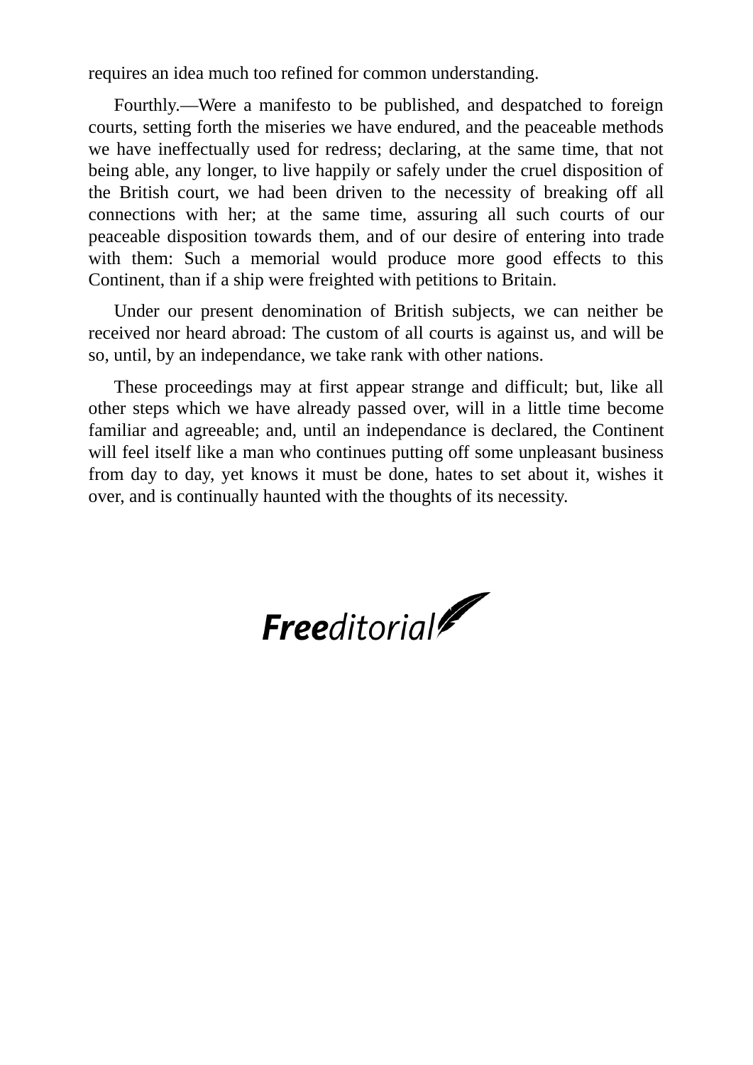requires an idea much too refined for common understanding.

Fourthly.—Were a manifesto to be published, and despatched to foreign courts, setting forth the miseries we have endured, and the peaceable methods we have ineffectually used for redress; declaring, at the same time, that not being able, any longer, to live happily or safely under the cruel disposition of the British court, we had been driven to the necessity of breaking off all connections with her; at the same time, assuring all such courts of our peaceable disposition towards them, and of our desire of entering into trade with them: Such a memorial would produce more good effects to this Continent, than if a ship were freighted with petitions to Britain.

Under our present denomination of British subjects, we can neither be received nor heard abroad: The custom of all courts is against us, and will be so, until, by an independance, we take rank with other nations.

These proceedings may at first appear strange and difficult; but, like all other steps which we have already passed over, will in a little time become familiar and agreeable; and, until an independance is declared, the Continent will feel itself like a man who continues putting off some unpleasant business from day to day, yet knows it must be done, hates to set about it, wishes it over, and is continually haunted with the thoughts of its necessity.

**Free**ditorial